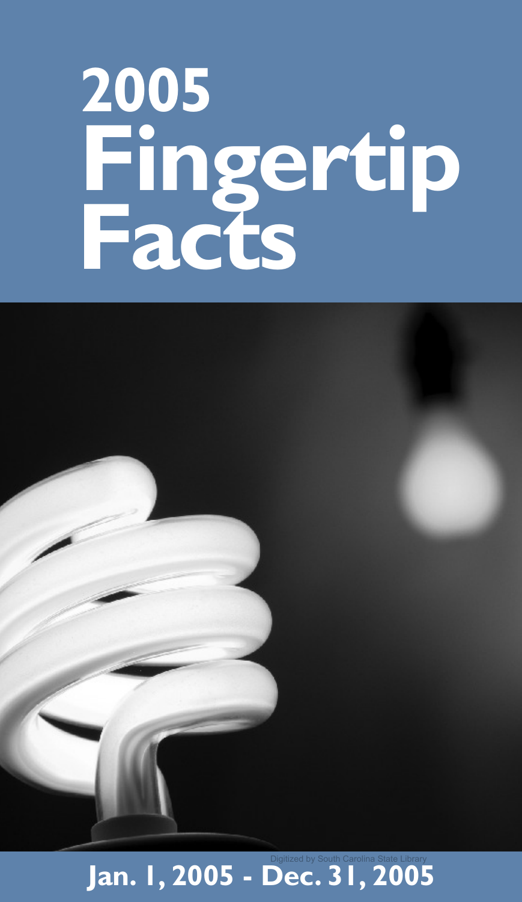# 2005 Fingertip Facts

**Jan. 1, 2005 - Dec. 31, 2005**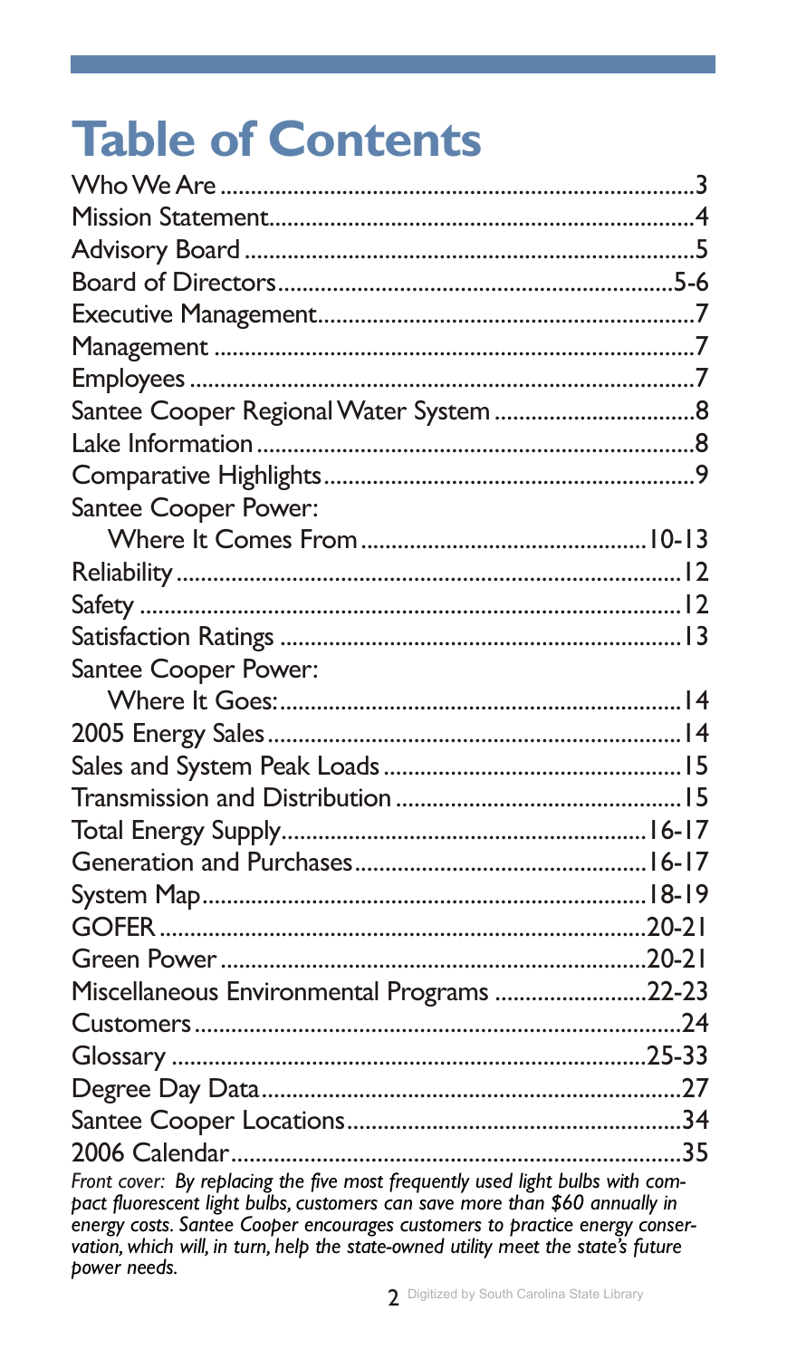# Table of Contents

| | |
|---|---|
| Who We Are | 3 |
| Mission Statement | 4 |
| Advisory Board | 5 |
| Board of Directors | 5-6 |
| Executive Management | 7 |
| Management | 7 |
| Employees | 7 |
| Santee Cooper Regional Water System | 8 |
| Lake Information | 8 |
| Comparative Highlights | 9 |
| Santee Cooper Power: Where It Comes From | 10-13 |
| Reliability | 12 |
| Safety | 12 |
| Satisfaction Ratings | 13 |
| Santee Cooper Power: Where It Goes: | 14 |
| 2005 Energy Sales | 14 |
| Sales and System Peak Loads | 15 |
| Transmission and Distribution | 15 |
| Total Energy Supply | 16-17 |
| Generation and Purchases | 16-17 |
| System Map | 18-19 |
| GOFER | 20-21 |
| Green Power | 20-21 |
| Miscellaneous Environmental Programs | 22-23 |
| Customers | 24 |
| Glossary | 25-33 |
| Degree Day Data | 27 |
| Santee Cooper Locations | 34 |
| 2006 Calendar | 35 |

*Front cover: By replacing the five most frequently used light bulbs with compact fluorescent light bulbs, customers can save more than $60 annually in energy costs. Santee Cooper encourages customers to practice energy conservation, which will, in turn, help the state-owned utility meet the state's future power needs.*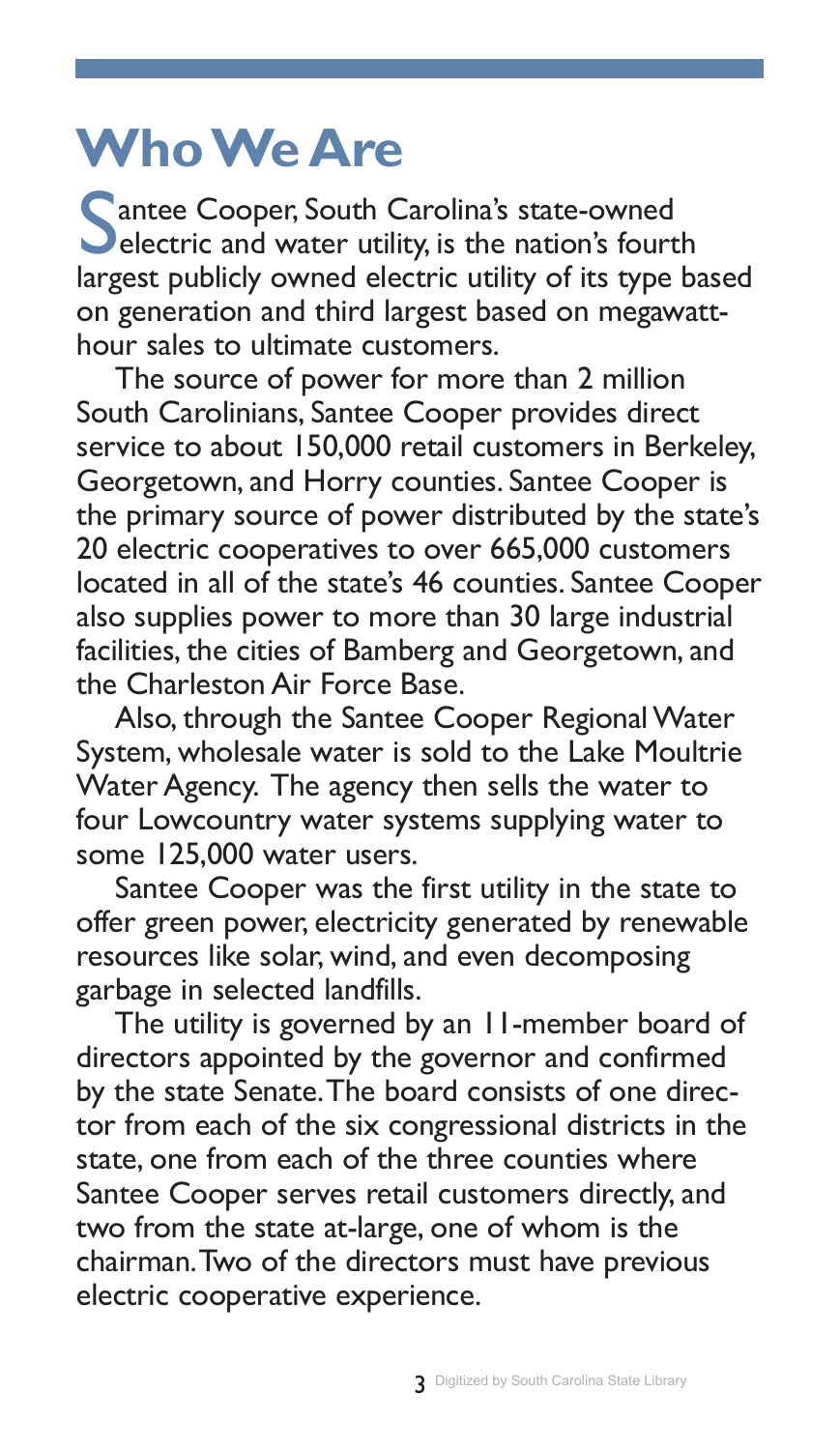# Who We Are

Santee Cooper, South Carolina's state-owned electric and water utility, is the nation's fourth largest publicly owned electric utility of its type based on generation and third largest based on megawatt-hour sales to ultimate customers.

The source of power for more than 2 million South Carolinians, Santee Cooper provides direct service to about 150,000 retail customers in Berkeley, Georgetown, and Horry counties. Santee Cooper is the primary source of power distributed by the state's 20 electric cooperatives to over 665,000 customers located in all of the state's 46 counties. Santee Cooper also supplies power to more than 30 large industrial facilities, the cities of Bamberg and Georgetown, and the Charleston Air Force Base.

Also, through the Santee Cooper Regional Water System, wholesale water is sold to the Lake Moultrie Water Agency. The agency then sells the water to four Lowcountry water systems supplying water to some 125,000 water users.

Santee Cooper was the first utility in the state to offer green power, electricity generated by renewable resources like solar, wind, and even decomposing garbage in selected landfills.

The utility is governed by an 11-member board of directors appointed by the governor and confirmed by the state Senate. The board consists of one director from each of the six congressional districts in the state, one from each of the three counties where Santee Cooper serves retail customers directly, and two from the state at-large, one of whom is the chairman. Two of the directors must have previous electric cooperative experience.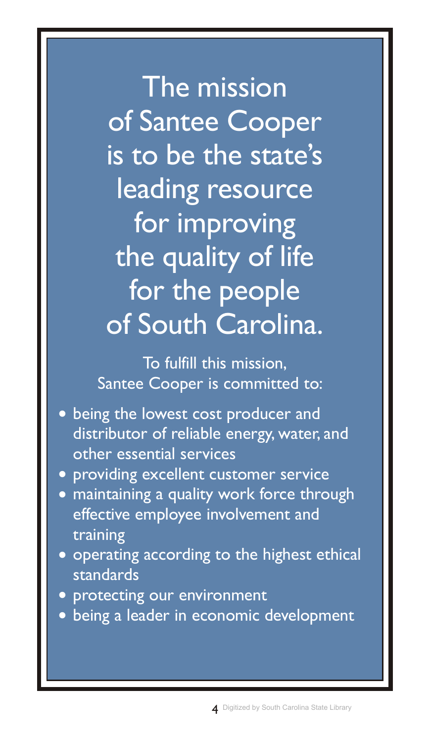# The mission of Santee Cooper is to be the state's leading resource for improving the quality of life for the people of South Carolina.

To fulfill this mission, Santee Cooper is committed to:

- being the lowest cost producer and distributor of reliable energy, water, and other essential services
- providing excellent customer service
- maintaining a quality work force through effective employee involvement and training
- operating according to the highest ethical standards
- protecting our environment
- being a leader in economic development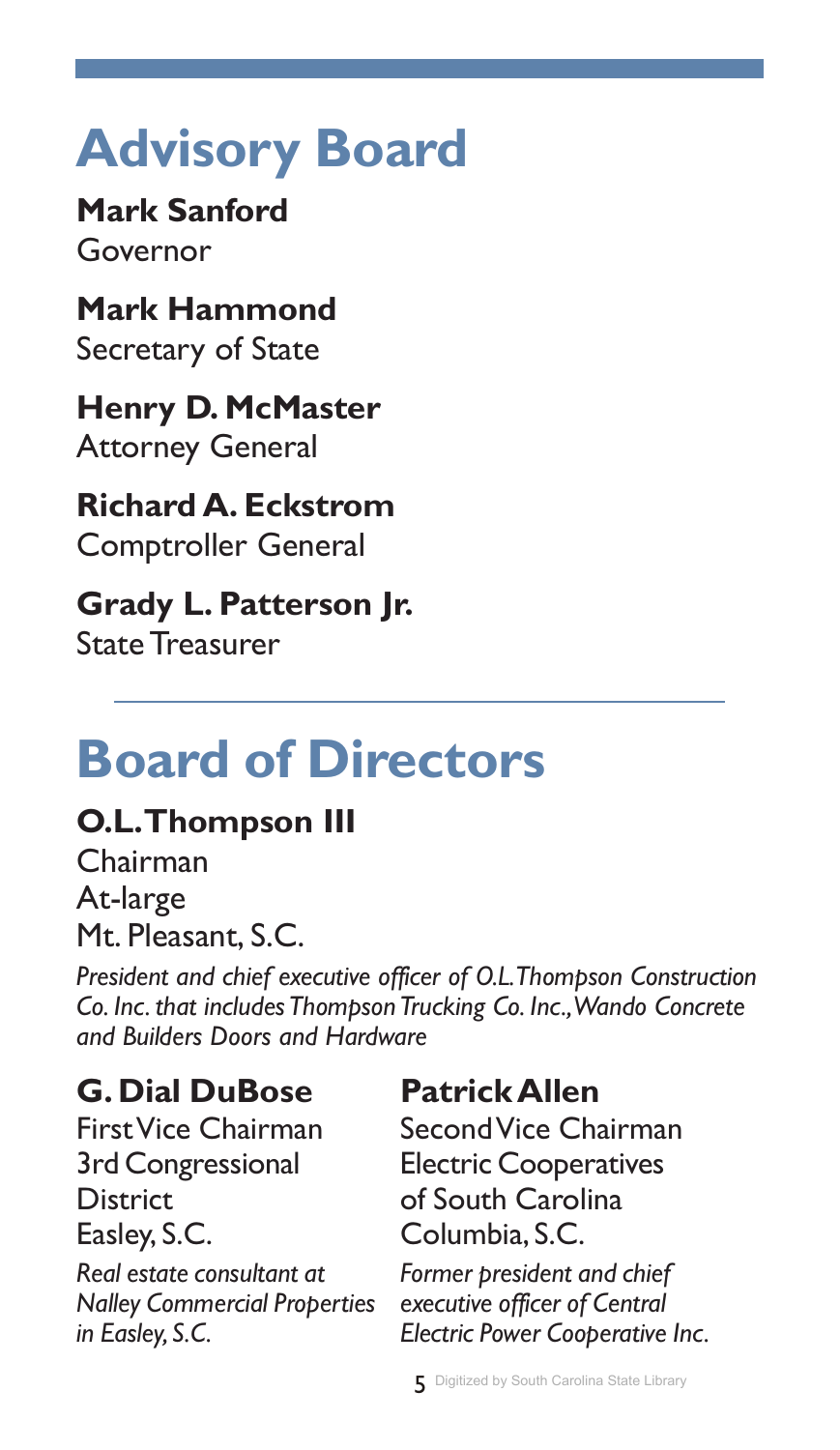# Advisory Board

**Mark Sanford**
Governor

**Mark Hammond**
Secretary of State

**Henry D. McMaster**
Attorney General

**Richard A. Eckstrom**
Comptroller General

**Grady L. Patterson Jr.**
State Treasurer

# Board of Directors

**O.L. Thompson III**
Chairman
At-large
Mt. Pleasant, S.C.

*President and chief executive officer of O.L. Thompson Construction Co. Inc. that includes Thompson Trucking Co. Inc., Wando Concrete and Builders Doors and Hardware*

**G. Dial DuBose**
First Vice Chairman
3rd Congressional District
Easley, S.C.

*Real estate consultant at Nalley Commercial Properties in Easley, S.C.*

**Patrick Allen**
Second Vice Chairman
Electric Cooperatives of South Carolina
Columbia, S.C.

*Former president and chief executive officer of Central Electric Power Cooperative Inc.*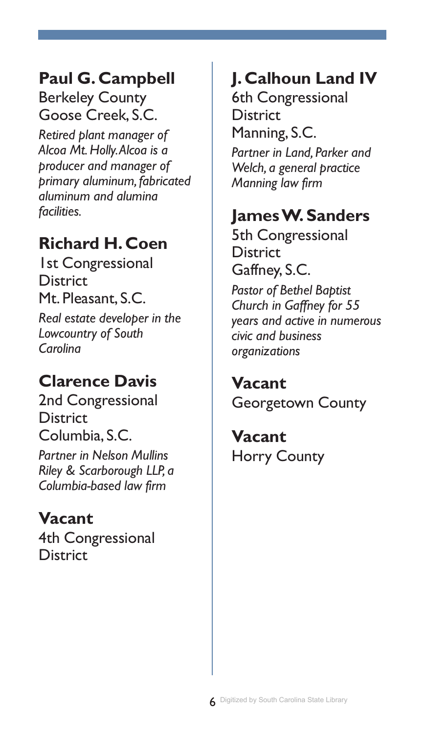## Paul G. Campbell

Berkeley County
Goose Creek, S.C.

*Retired plant manager of Alcoa Mt. Holly. Alcoa is a producer and manager of primary aluminum, fabricated aluminum and alumina facilities.*

## Richard H. Coen

1st Congressional District
Mt. Pleasant, S.C.

*Real estate developer in the Lowcountry of South Carolina*

## Clarence Davis

2nd Congressional District
Columbia, S.C.

*Partner in Nelson Mullins Riley & Scarborough LLP, a Columbia-based law firm*

## Vacant

4th Congressional District

## J. Calhoun Land IV

6th Congressional District
Manning, S.C.

*Partner in Land, Parker and Welch, a general practice Manning law firm*

## James W. Sanders

5th Congressional District
Gaffney, S.C.

*Pastor of Bethel Baptist Church in Gaffney for 55 years and active in numerous civic and business organizations*

## Vacant

Georgetown County

## Vacant

Horry County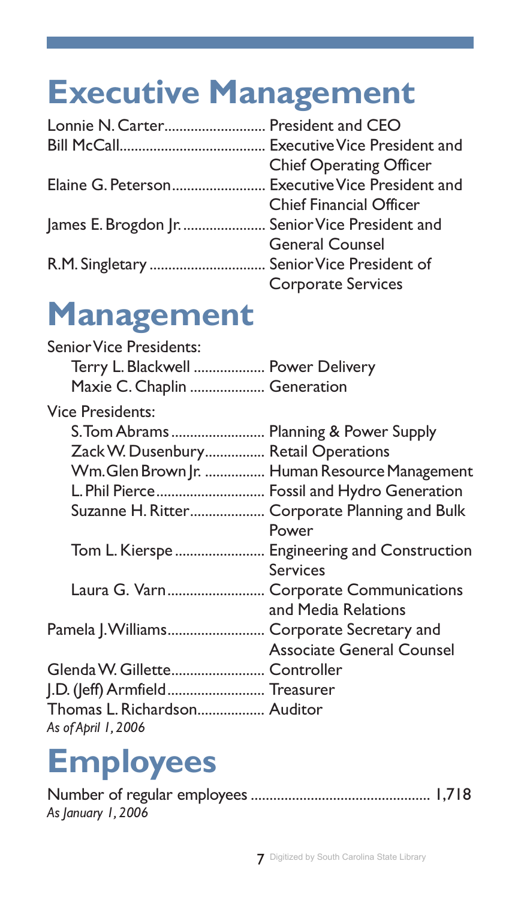# Executive Management

Lonnie N. Carter.......................... President and CEO
Bill McCall...................................... Executive Vice President and Chief Operating Officer
Elaine G. Peterson........................ Executive Vice President and Chief Financial Officer
James E. Brogdon Jr. ..................... Senior Vice President and General Counsel
R.M. Singletary .............................. Senior Vice President of Corporate Services

# Management

Senior Vice Presidents:

- Terry L. Blackwell .................. Power Delivery
- Maxie C. Chaplin ................... Generation

Vice Presidents:

- S. Tom Abrams........................ Planning & Power Supply
- Zack W. Dusenbury................ Retail Operations
- Wm. Glen Brown Jr. ................ Human Resource Management
- L. Phil Pierce............................ Fossil and Hydro Generation
- Suzanne H. Ritter................... Corporate Planning and Bulk Power
- Tom L. Kierspe ....................... Engineering and Construction Services
- Laura G. Varn......................... Corporate Communications and Media Relations

Pamela J. Williams......................... Corporate Secretary and Associate General Counsel
Glenda W. Gillette........................ Controller
J.D. (Jeff) Armfield......................... Treasurer
Thomas L. Richardson.................. Auditor
*As of April 1, 2006*

# Employees

Number of regular employees ............................................... 1,718
*As January 1, 2006*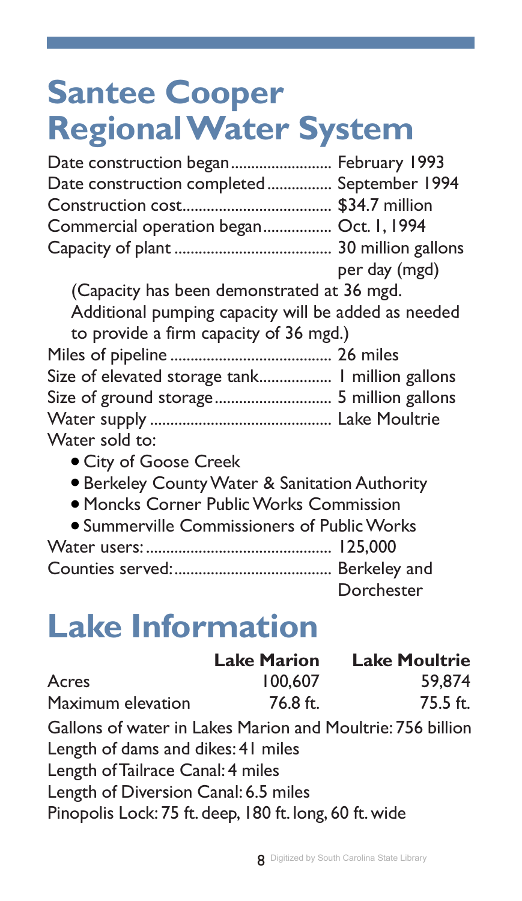# Santee Cooper Regional Water System

Date construction began........................ February 1993
Date construction completed............... September 1994
Construction cost.................................... $34.7 million
Commercial operation began................ Oct. 1, 1994
Capacity of plant ...................................... 30 million gallons per day (mgd)

(Capacity has been demonstrated at 36 mgd. Additional pumping capacity will be added as needed to provide a firm capacity of 36 mgd.)

Miles of pipeline ....................................... 26 miles
Size of elevated storage tank................. 1 million gallons
Size of ground storage............................ 5 million gallons
Water supply ............................................ Lake Moultrie
Water sold to:

- City of Goose Creek
- Berkeley County Water & Sanitation Authority
- Moncks Corner Public Works Commission
- Summerville Commissioners of Public Works

Water users:............................................. 125,000
Counties served:....................................... Berkeley and Dorchester

# Lake Information

| | Lake Marion | Lake Moultrie |
|---|---|---|
| Acres | 100,607 | 59,874 |
| Maximum elevation | 76.8 ft. | 75.5 ft. |

Gallons of water in Lakes Marion and Moultrie: 756 billion
Length of dams and dikes: 41 miles
Length of Tailrace Canal: 4 miles
Length of Diversion Canal: 6.5 miles
Pinopolis Lock: 75 ft. deep, 180 ft. long, 60 ft. wide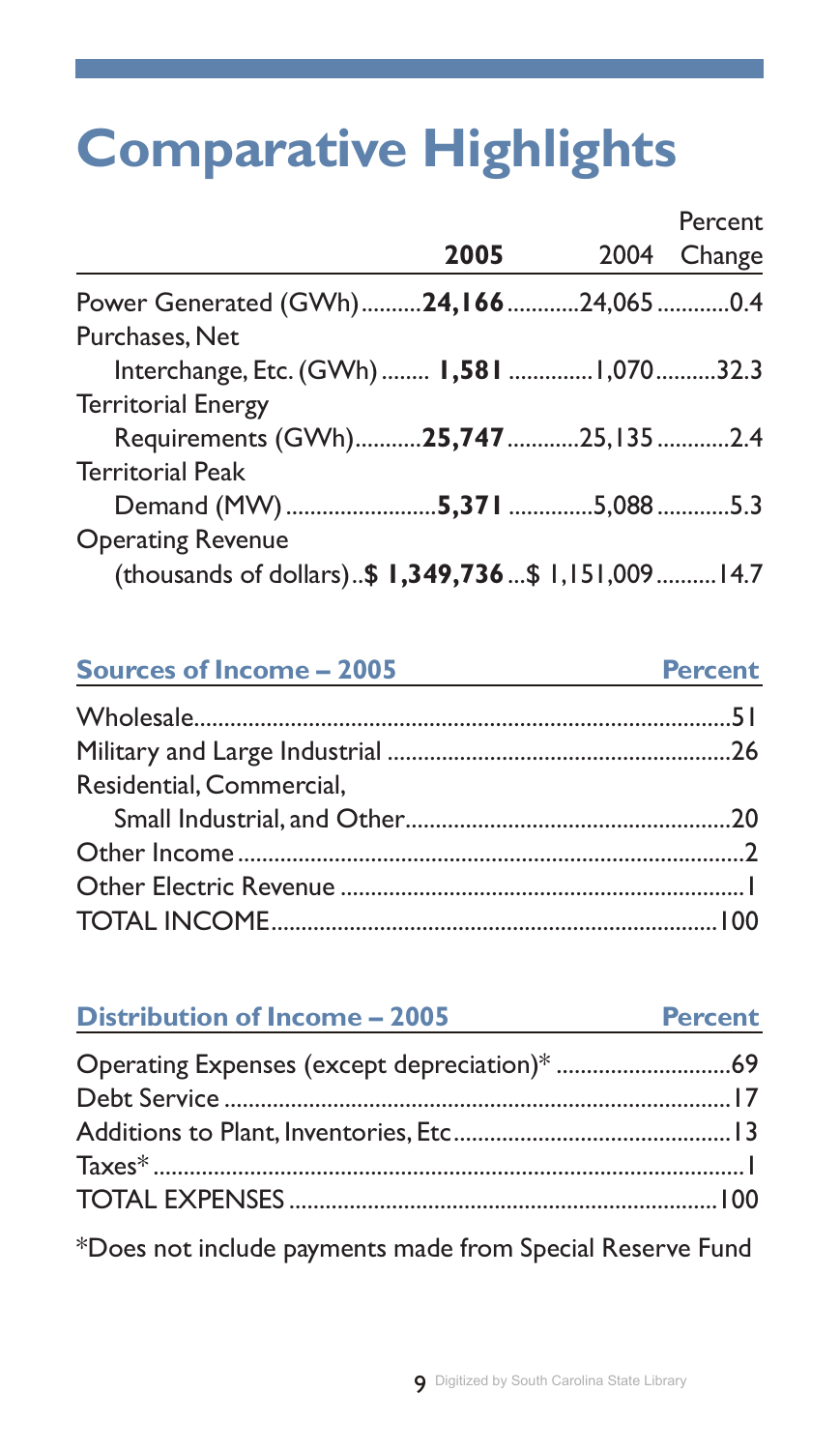# Comparative Highlights

| | 2005 | 2004 | Percent Change |
|---|---|---|---|
| Power Generated (GWh) | **24,166** | 24,065 | 0.4 |
| Purchases, Net Interchange, Etc. (GWh) | **1,581** | 1,070 | 32.3 |
| Territorial Energy Requirements (GWh) | **25,747** | 25,135 | 2.4 |
| Territorial Peak Demand (MW) | **5,371** | 5,088 | 5.3 |
| Operating Revenue (thousands of dollars) | **$ 1,349,736** | $ 1,151,009 | 14.7 |

| Sources of Income – 2005 | Percent |
|---|---|
| Wholesale | 51 |
| Military and Large Industrial | 26 |
| Residential, Commercial, Small Industrial, and Other | 20 |
| Other Income | 2 |
| Other Electric Revenue | 1 |
| TOTAL INCOME | 100 |

| Distribution of Income – 2005 | Percent |
|---|---|
| Operating Expenses (except depreciation)* | 69 |
| Debt Service | 17 |
| Additions to Plant, Inventories, Etc | 13 |
| Taxes* | 1 |
| TOTAL EXPENSES | 100 |

*Does not include payments made from Special Reserve Fund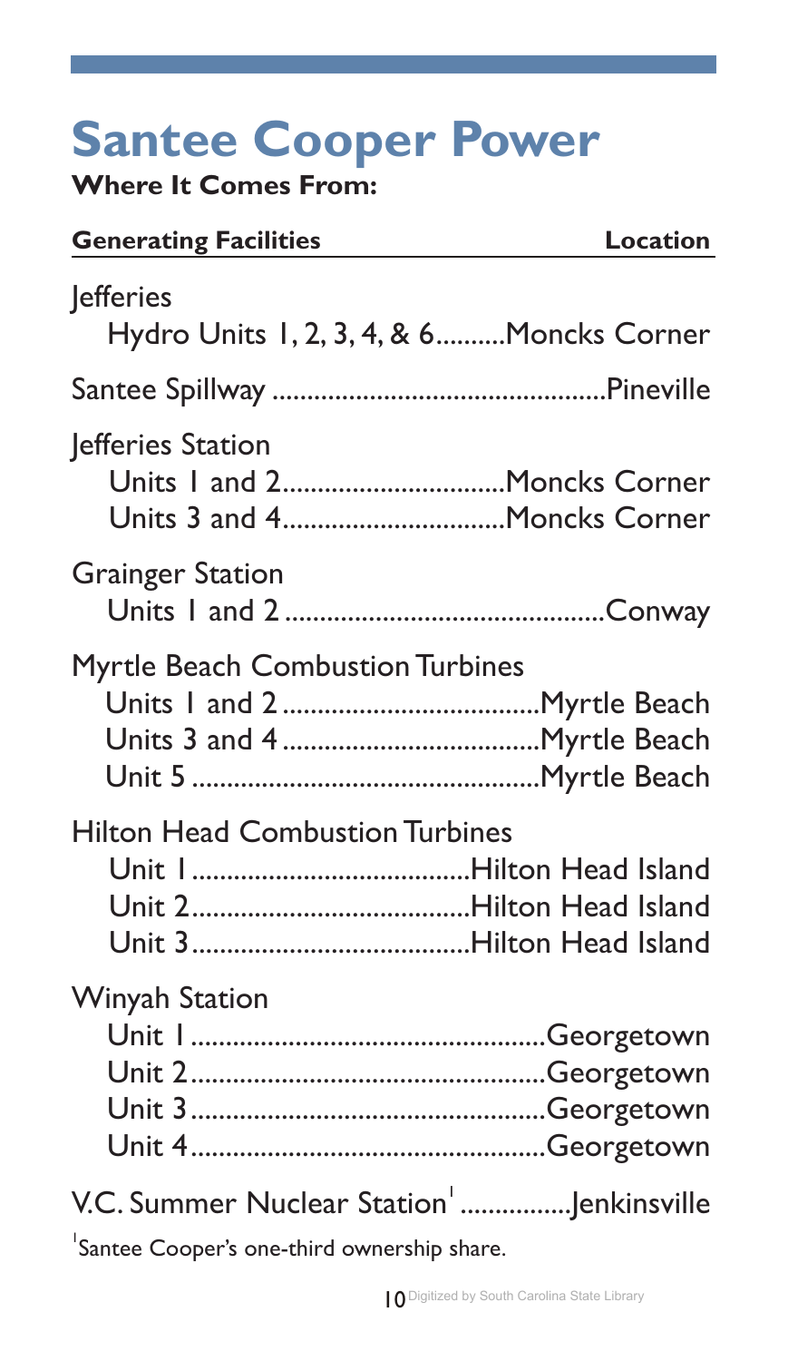# Santee Cooper Power

**Where It Comes From:**

| Generating Facilities | Location |
|---|---|
| Jefferies | |
| Hydro Units 1, 2, 3, 4, & 6 | Moncks Corner |
| Santee Spillway | Pineville |
| Jefferies Station | |
| Units 1 and 2 | Moncks Corner |
| Units 3 and 4 | Moncks Corner |
| Grainger Station | |
| Units 1 and 2 | Conway |
| Myrtle Beach Combustion Turbines | |
| Units 1 and 2 | Myrtle Beach |
| Units 3 and 4 | Myrtle Beach |
| Unit 5 | Myrtle Beach |
| Hilton Head Combustion Turbines | |
| Unit 1 | Hilton Head Island |
| Unit 2 | Hilton Head Island |
| Unit 3 | Hilton Head Island |
| Winyah Station | |
| Unit 1 | Georgetown |
| Unit 2 | Georgetown |
| Unit 3 | Georgetown |
| Unit 4 | Georgetown |
| V.C. Summer Nuclear Station[1] | Jenkinsville |

[1]Santee Cooper's one-third ownership share.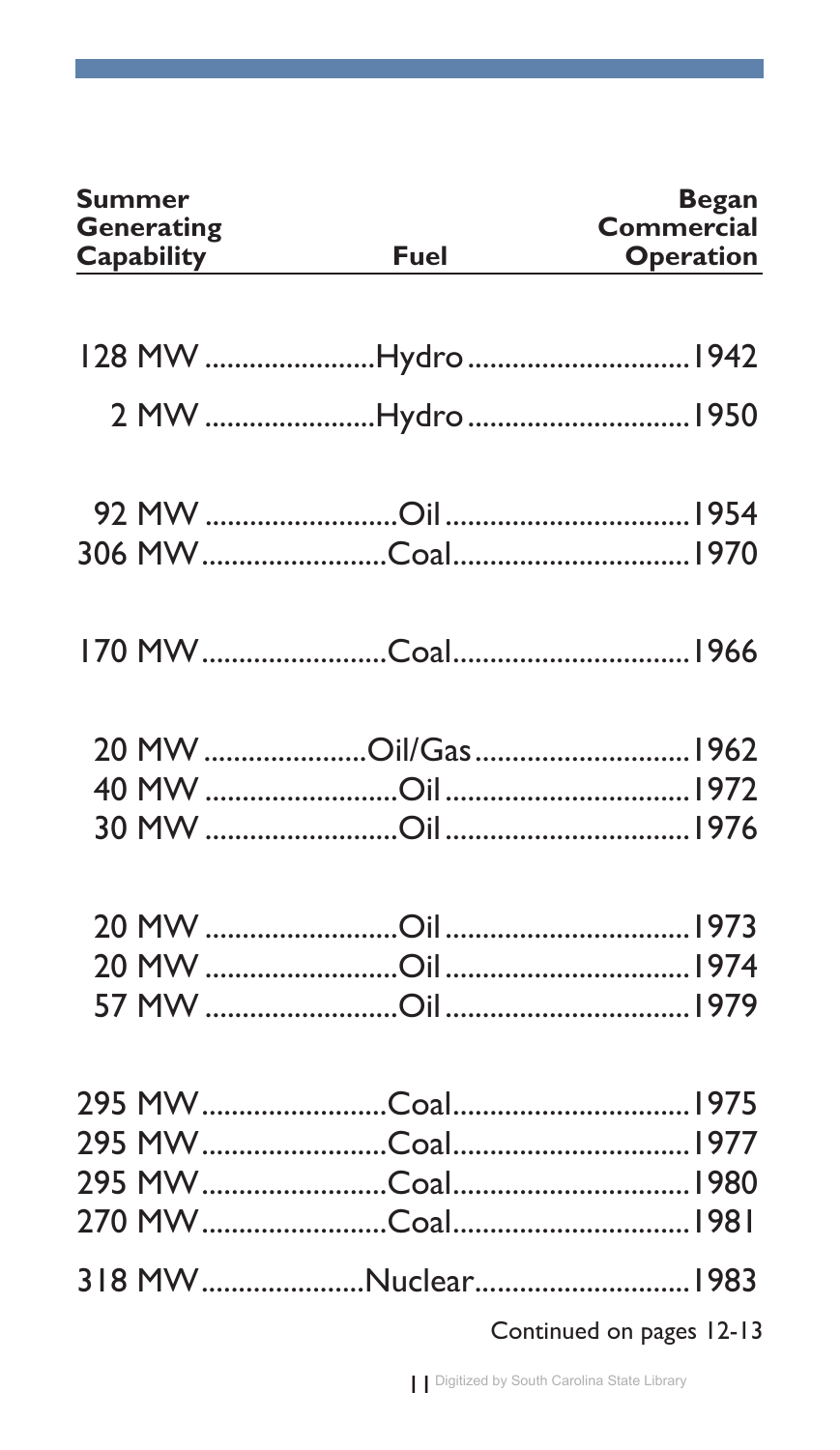| Summer Generating Capability | Fuel | Began Commercial Operation |
|---|---|---|
| 128 MW | Hydro | 1942 |
| 2 MW | Hydro | 1950 |
| | | |
| 92 MW | Oil | 1954 |
| 306 MW | Coal | 1970 |
| | | |
| 170 MW | Coal | 1966 |
| | | |
| 20 MW | Oil/Gas | 1962 |
| 40 MW | Oil | 1972 |
| 30 MW | Oil | 1976 |
| | | |
| 20 MW | Oil | 1973 |
| 20 MW | Oil | 1974 |
| 57 MW | Oil | 1979 |
| | | |
| 295 MW | Coal | 1975 |
| 295 MW | Coal | 1977 |
| 295 MW | Coal | 1980 |
| 270 MW | Coal | 1981 |
| 318 MW | Nuclear | 1983 |

Continued on pages 12-13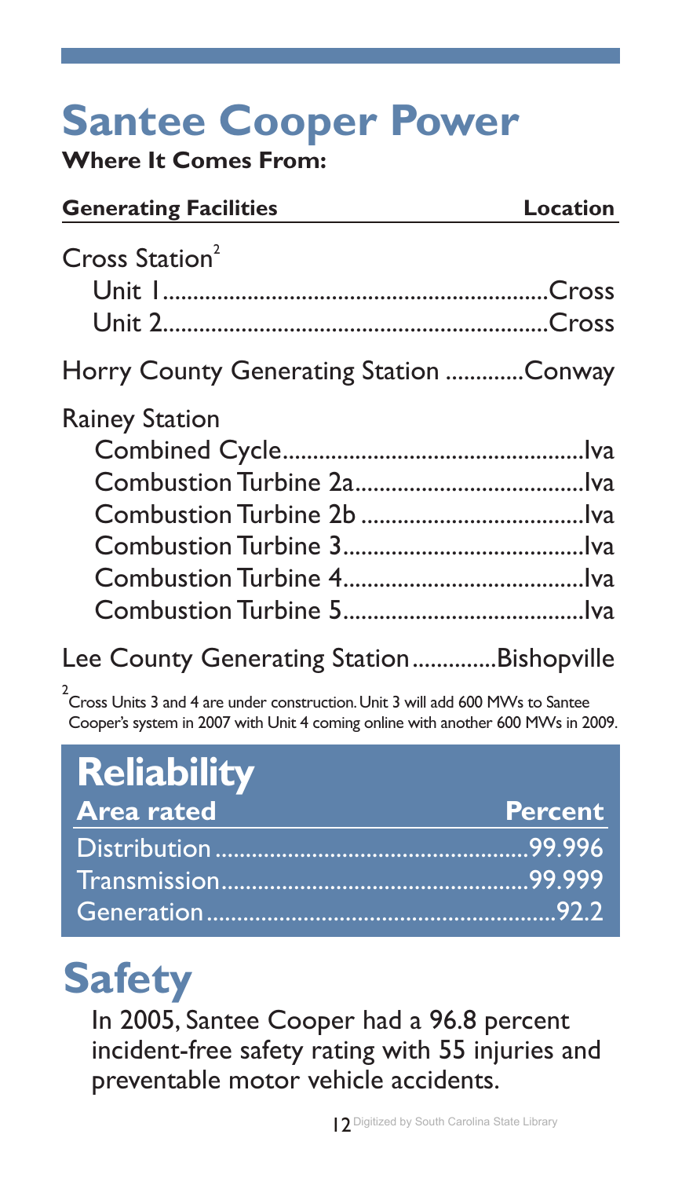# Santee Cooper Power

**Where It Comes From:**

| Generating Facilities | Location |
|---|---|
| Cross Station[2] | |
| Unit 1 | Cross |
| Unit 2 | Cross |
| Horry County Generating Station | Conway |
| Rainey Station | |
| Combined Cycle | Iva |
| Combustion Turbine 2a | Iva |
| Combustion Turbine 2b | Iva |
| Combustion Turbine 3 | Iva |
| Combustion Turbine 4 | Iva |
| Combustion Turbine 5 | Iva |
| Lee County Generating Station | Bishopville |

[2] Cross Units 3 and 4 are under construction. Unit 3 will add 600 MWs to Santee Cooper's system in 2007 with Unit 4 coming online with another 600 MWs in 2009.

## Reliability

| Area rated | Percent |
|---|---|
| Distribution | 99.996 |
| Transmission | 99.999 |
| Generation | 92.2 |

# Safety

In 2005, Santee Cooper had a 96.8 percent incident-free safety rating with 55 injuries and preventable motor vehicle accidents.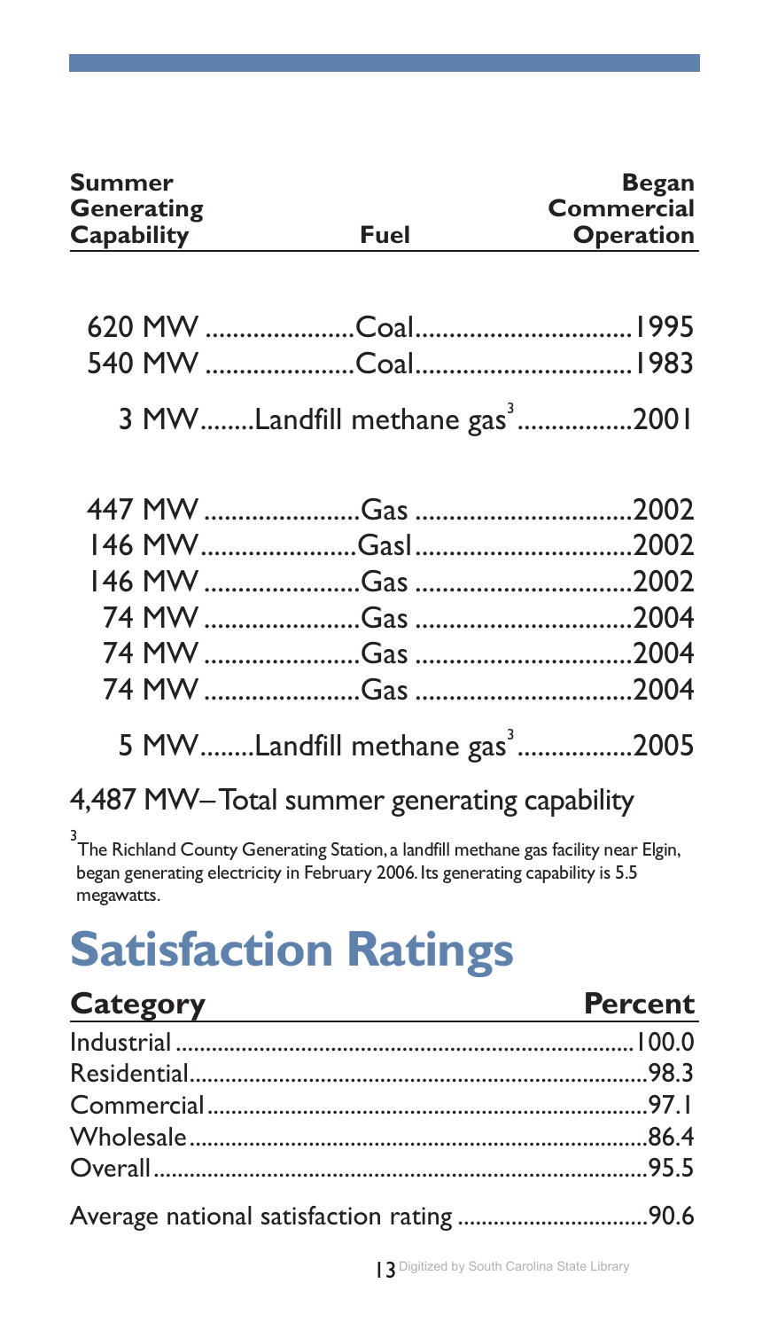| Summer Generating Capability | Fuel | Began Commercial Operation |
|---|---|---|
| 620 MW | Coal | 1995 |
| 540 MW | Coal | 1983 |
| 3 MW | Landfill methane gas[3] | 2001 |
| 447 MW | Gas | 2002 |
| 146 MW | Gasl | 2002 |
| 146 MW | Gas | 2002 |
| 74 MW | Gas | 2004 |
| 74 MW | Gas | 2004 |
| 74 MW | Gas | 2004 |
| 5 MW | Landfill methane gas[3] | 2005 |

4,487 MW–Total summer generating capability

[3] The Richland County Generating Station, a landfill methane gas facility near Elgin, began generating electricity in February 2006. Its generating capability is 5.5 megawatts.

# Satisfaction Ratings

| Category | Percent |
|---|---|
| Industrial | 100.0 |
| Residential | 98.3 |
| Commercial | 97.1 |
| Wholesale | 86.4 |
| Overall | 95.5 |
| Average national satisfaction rating | 90.6 |

Digitized by South Carolina State Library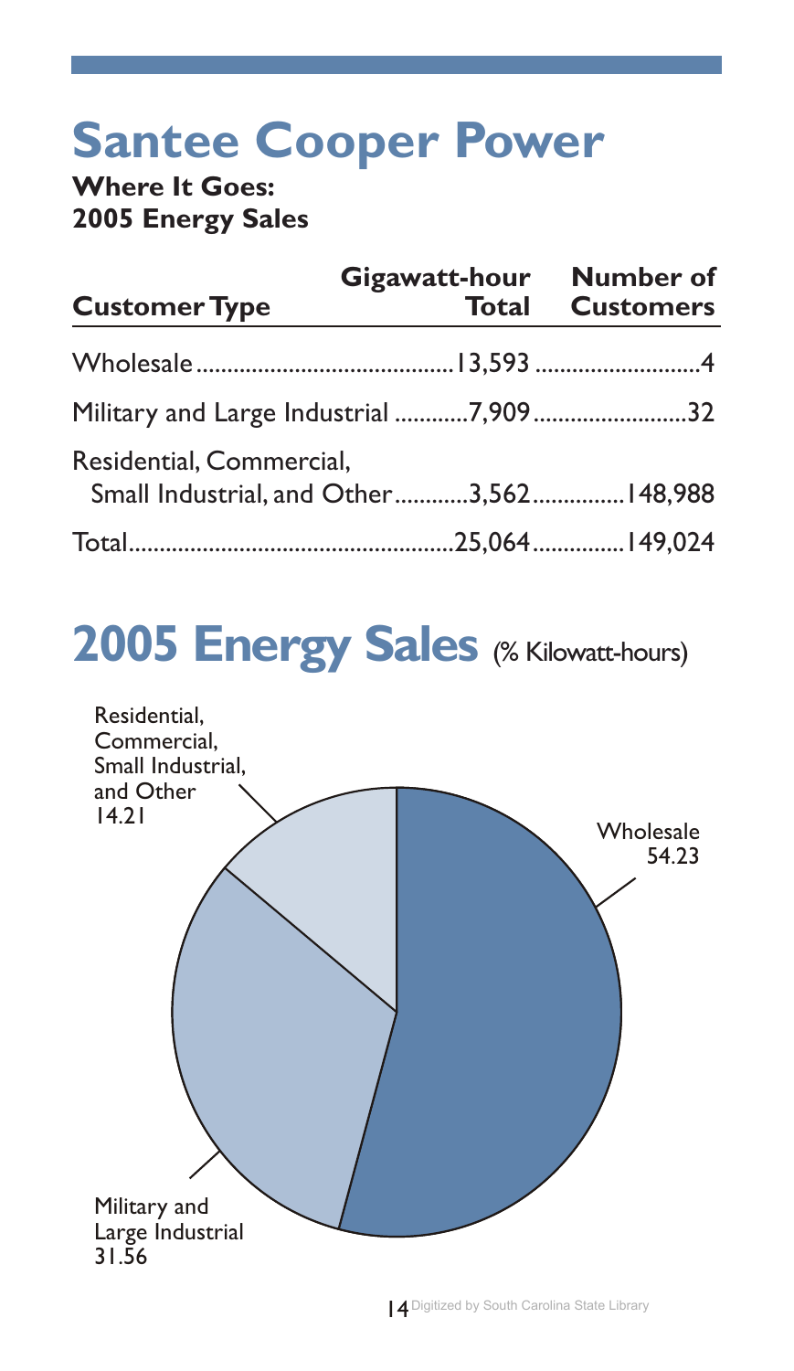# Santee Cooper Power

**Where It Goes:**
**2005 Energy Sales**

| Customer Type | Gigawatt-hour Total | Number of Customers |
|---|---|---|
| Wholesale | 13,593 | 4 |
| Military and Large Industrial | 7,909 | 32 |
| Residential, Commercial, Small Industrial, and Other | 3,562 | 148,988 |
| Total | 25,064 | 149,024 |

## 2005 Energy Sales (% Kilowatt-hours)

Residential, Commercial, Small Industrial, and Other 14.21

Wholesale 54.23

Military and Large Industrial 31.56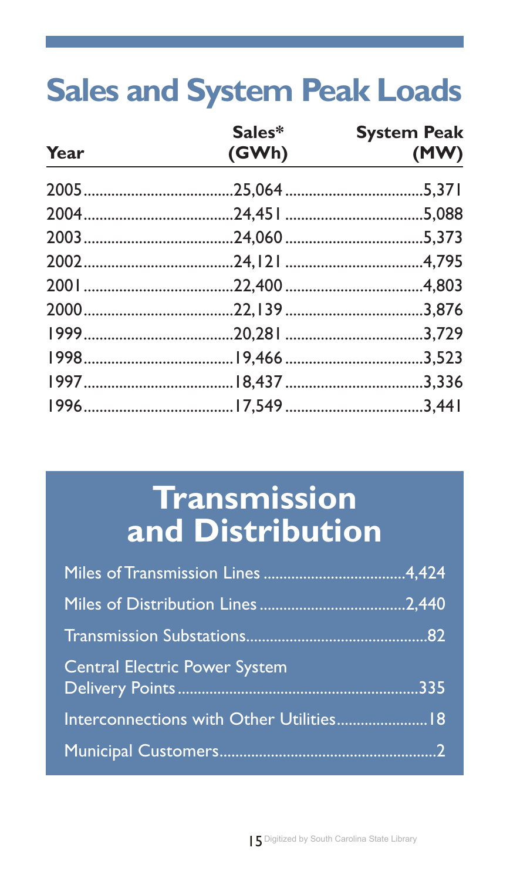# Sales and System Peak Loads

| Year | Sales* (GWh) | System Peak (MW) |
|---|---|---|
| 2005 | 25,064 | 5,371 |
| 2004 | 24,451 | 5,088 |
| 2003 | 24,060 | 5,373 |
| 2002 | 24,121 | 4,795 |
| 2001 | 22,400 | 4,803 |
| 2000 | 22,139 | 3,876 |
| 1999 | 20,281 | 3,729 |
| 1998 | 19,466 | 3,523 |
| 1997 | 18,437 | 3,336 |
| 1996 | 17,549 | 3,441 |

# Transmission and Distribution

| | |
|---|---|
| Miles of Transmission Lines | 4,424 |
| Miles of Distribution Lines | 2,440 |
| Transmission Substations | 82 |
| Central Electric Power System Delivery Points | 335 |
| Interconnections with Other Utilities | 18 |
| Municipal Customers | 2 |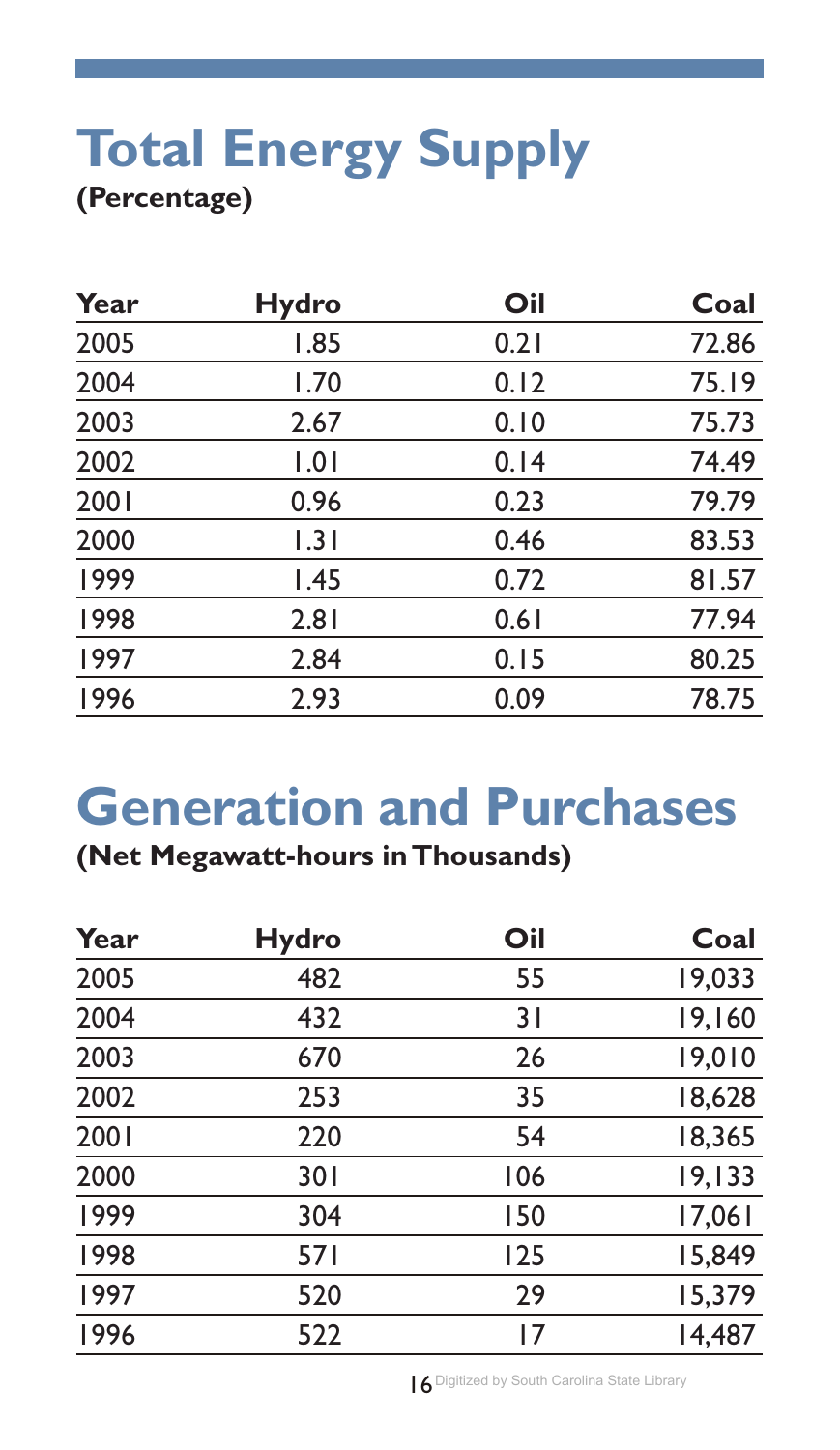# Total Energy Supply

**(Percentage)**

| Year | Hydro | Oil | Coal |
|---|---|---|---|
| 2005 | 1.85 | 0.21 | 72.86 |
| 2004 | 1.70 | 0.12 | 75.19 |
| 2003 | 2.67 | 0.10 | 75.73 |
| 2002 | 1.01 | 0.14 | 74.49 |
| 2001 | 0.96 | 0.23 | 79.79 |
| 2000 | 1.31 | 0.46 | 83.53 |
| 1999 | 1.45 | 0.72 | 81.57 |
| 1998 | 2.81 | 0.61 | 77.94 |
| 1997 | 2.84 | 0.15 | 80.25 |
| 1996 | 2.93 | 0.09 | 78.75 |

# Generation and Purchases

**(Net Megawatt-hours in Thousands)**

| Year | Hydro | Oil | Coal |
|---|---|---|---|
| 2005 | 482 | 55 | 19,033 |
| 2004 | 432 | 31 | 19,160 |
| 2003 | 670 | 26 | 19,010 |
| 2002 | 253 | 35 | 18,628 |
| 2001 | 220 | 54 | 18,365 |
| 2000 | 301 | 106 | 19,133 |
| 1999 | 304 | 150 | 17,061 |
| 1998 | 571 | 125 | 15,849 |
| 1997 | 520 | 29 | 15,379 |
| 1996 | 522 | 17 | 14,487 |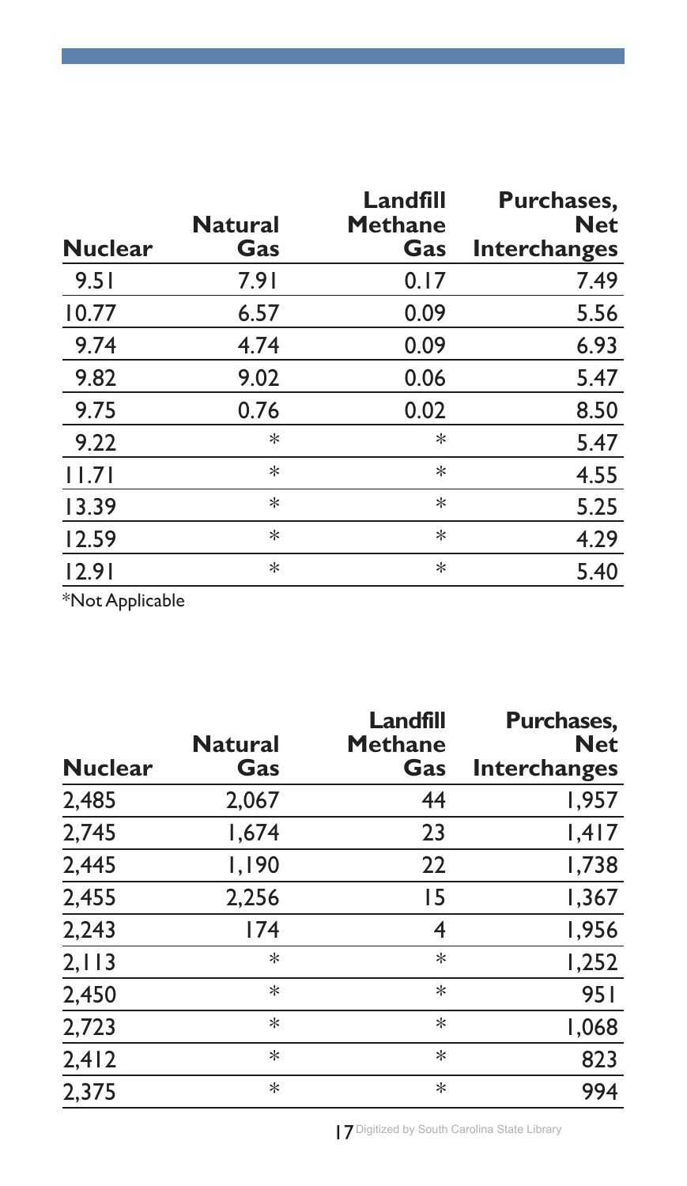| Nuclear | Natural Gas | Landfill Methane Gas | Purchases, Net Interchanges |
|---|---|---|---|
| 9.51 | 7.91 | 0.17 | 7.49 |
| 10.77 | 6.57 | 0.09 | 5.56 |
| 9.74 | 4.74 | 0.09 | 6.93 |
| 9.82 | 9.02 | 0.06 | 5.47 |
| 9.75 | 0.76 | 0.02 | 8.50 |
| 9.22 | * | * | 5.47 |
| 11.71 | * | * | 4.55 |
| 13.39 | * | * | 5.25 |
| 12.59 | * | * | 4.29 |
| 12.91 | * | * | 5.40 |

*Not Applicable

| Nuclear | Natural Gas | Landfill Methane Gas | Purchases, Net Interchanges |
|---|---|---|---|
| 2,485 | 2,067 | 44 | 1,957 |
| 2,745 | 1,674 | 23 | 1,417 |
| 2,445 | 1,190 | 22 | 1,738 |
| 2,455 | 2,256 | 15 | 1,367 |
| 2,243 | 174 | 4 | 1,956 |
| 2,113 | * | * | 1,252 |
| 2,450 | * | * | 951 |
| 2,723 | * | * | 1,068 |
| 2,412 | * | * | 823 |
| 2,375 | * | * | 994 |

Digitized by South Carolina State Library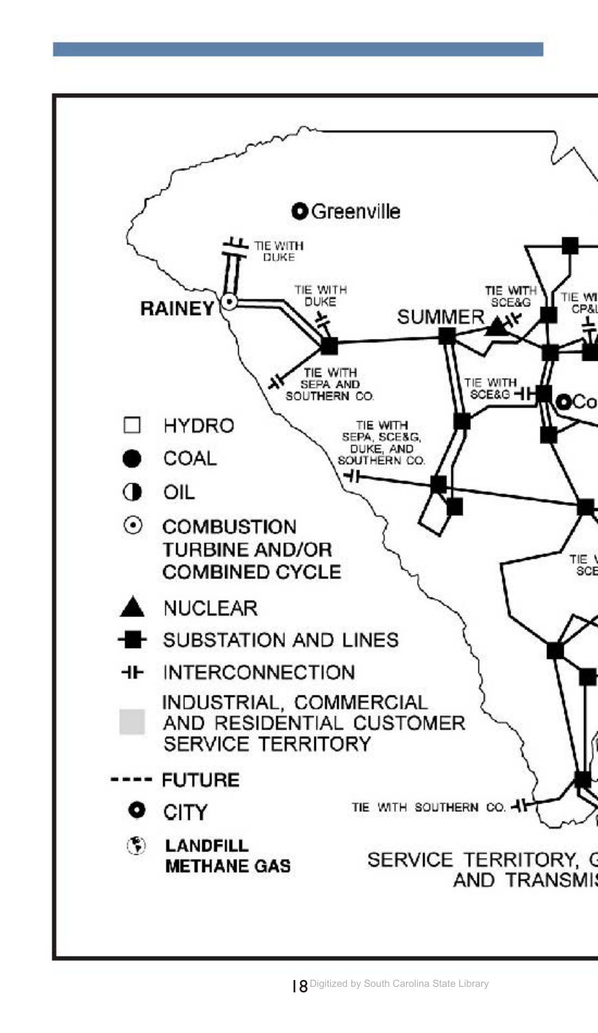Greenville

RAINEY

SUMMER

TIE WITH DUKE

TIE WITH DUKE

TIE WITH SCE&G

TIE WITH CP&L

TIE WITH SEPA AND SOUTHERN CO.

TIE WITH SCE&G

TIE WITH SEPA, SCE&G, DUKE, AND SOUTHERN CO.

TIE WITH SCE

TIE WITH SOUTHERN CO.

- HYDRO
- COAL
- OIL
- COMBUSTION TURBINE AND/OR COMBINED CYCLE
- NUCLEAR
- SUBSTATION AND LINES
- INTERCONNECTION
- INDUSTRIAL, COMMERCIAL AND RESIDENTIAL CUSTOMER SERVICE TERRITORY
- ---- FUTURE
- CITY
- LANDFILL METHANE GAS

SERVICE TERRITORY, G
AND TRANSMIS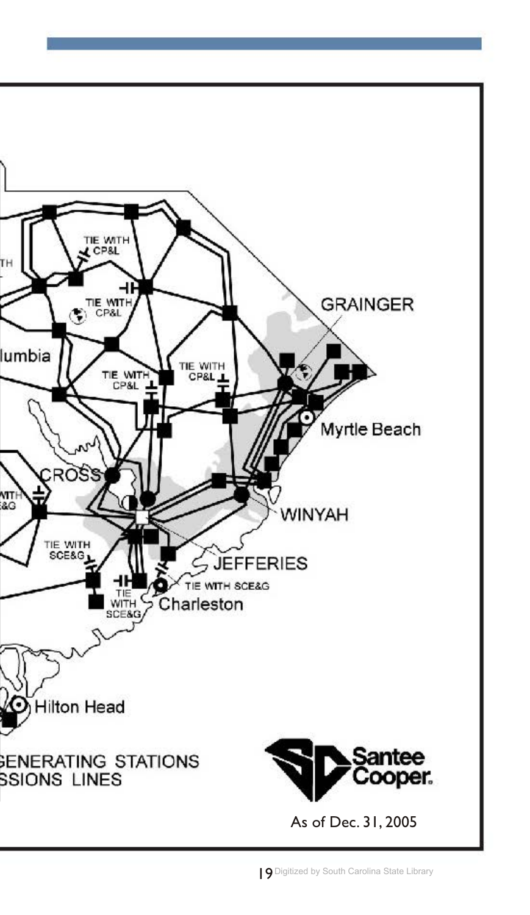TIE WITH CP&L

TIE WITH CP&L

TIE WITH CP&L

TIE WITH CP&L

GRAINGER

Columbia

Myrtle Beach

CROSS

TIE WITH SCE&G

WINYAH

TIE WITH SCE&G

JEFFERIES

TIE WITH SCE&G

TIE WITH SCE&G

Charleston

Hilton Head

GENERATING STATIONS

TRANSMISSIONS LINES

Santee Cooper.

As of Dec. 31, 2005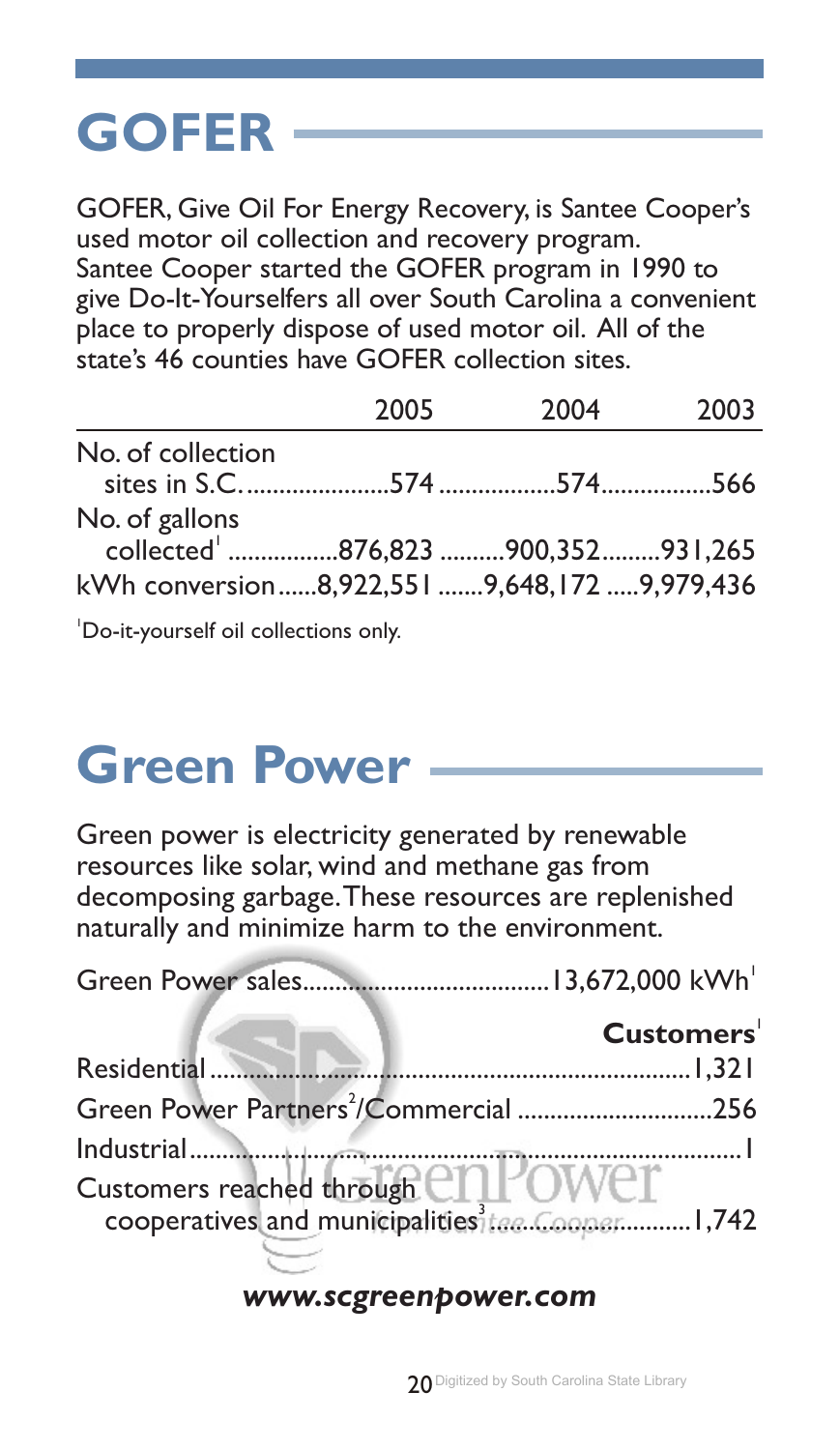# GOFER

GOFER, Give Oil For Energy Recovery, is Santee Cooper's used motor oil collection and recovery program. Santee Cooper started the GOFER program in 1990 to give Do-It-Yourselfers all over South Carolina a convenient place to properly dispose of used motor oil. All of the state's 46 counties have GOFER collection sites.

| | 2005 | 2004 | 2003 |
|---|---|---|---|
| No. of collection sites in S.C. | 574 | 574 | 566 |
| No. of gallons collected[1] | 876,823 | 900,352 | 931,265 |
| kWh conversion | 8,922,551 | 9,648,172 | 9,979,436 |

[1]Do-it-yourself oil collections only.

# Green Power

Green power is electricity generated by renewable resources like solar, wind and methane gas from decomposing garbage. These resources are replenished naturally and minimize harm to the environment.

Green Power sales ...................................... 13,672,000 kWh[1]

| | Customers[1] |
|---|---|
| Residential | 1,321 |
| Green Power Partners[2]/Commercial | 256 |
| Industrial | 1 |
| Customers reached through cooperatives and municipalities[3] | 1,742 |

***www.scgreenpower.com***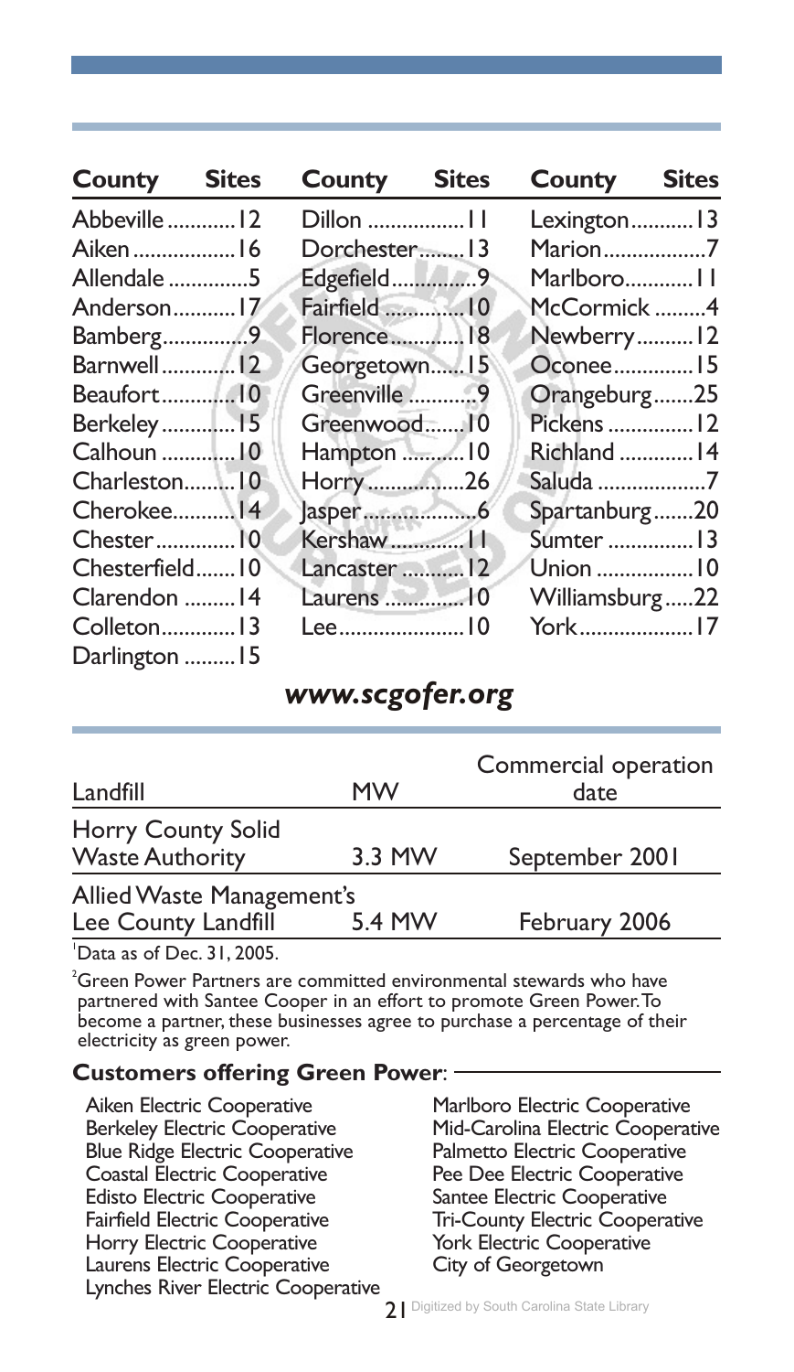| County | Sites | County | Sites | County | Sites |
|---|---|---|---|---|---|
| Abbeville | 12 | Dillon | 11 | Lexington | 13 |
| Aiken | 16 | Dorchester | 13 | Marion | 7 |
| Allendale | 5 | Edgefield | 9 | Marlboro | 11 |
| Anderson | 17 | Fairfield | 10 | McCormick | 4 |
| Bamberg | 9 | Florence | 18 | Newberry | 12 |
| Barnwell | 12 | Georgetown | 15 | Oconee | 15 |
| Beaufort | 10 | Greenville | 9 | Orangeburg | 25 |
| Berkeley | 15 | Greenwood | 10 | Pickens | 12 |
| Calhoun | 10 | Hampton | 10 | Richland | 14 |
| Charleston | 10 | Horry | 26 | Saluda | 7 |
| Cherokee | 14 | Jasper | 6 | Spartanburg | 20 |
| Chester | 10 | Kershaw | 11 | Sumter | 13 |
| Chesterfield | 10 | Lancaster | 12 | Union | 10 |
| Clarendon | 14 | Laurens | 10 | Williamsburg | 22 |
| Colleton | 13 | Lee | 10 | York | 17 |
| Darlington | 15 | | | | |

***www.scgofer.org***

| Landfill | MW | Commercial operation date |
|---|---|---|
| Horry County Solid Waste Authority | 3.3 MW | September 2001 |
| Allied Waste Management's Lee County Landfill | 5.4 MW | February 2006 |

[1]Data as of Dec. 31, 2005.

[2]Green Power Partners are committed environmental stewards who have partnered with Santee Cooper in an effort to promote Green Power. To become a partner, these businesses agree to purchase a percentage of their electricity as green power.

**Customers offering Green Power**:

- Aiken Electric Cooperative
- Berkeley Electric Cooperative
- Blue Ridge Electric Cooperative
- Coastal Electric Cooperative
- Edisto Electric Cooperative
- Fairfield Electric Cooperative
- Horry Electric Cooperative
- Laurens Electric Cooperative
- Lynches River Electric Cooperative
- Marlboro Electric Cooperative
- Mid-Carolina Electric Cooperative
- Palmetto Electric Cooperative
- Pee Dee Electric Cooperative
- Santee Electric Cooperative
- Tri-County Electric Cooperative
- York Electric Cooperative
- City of Georgetown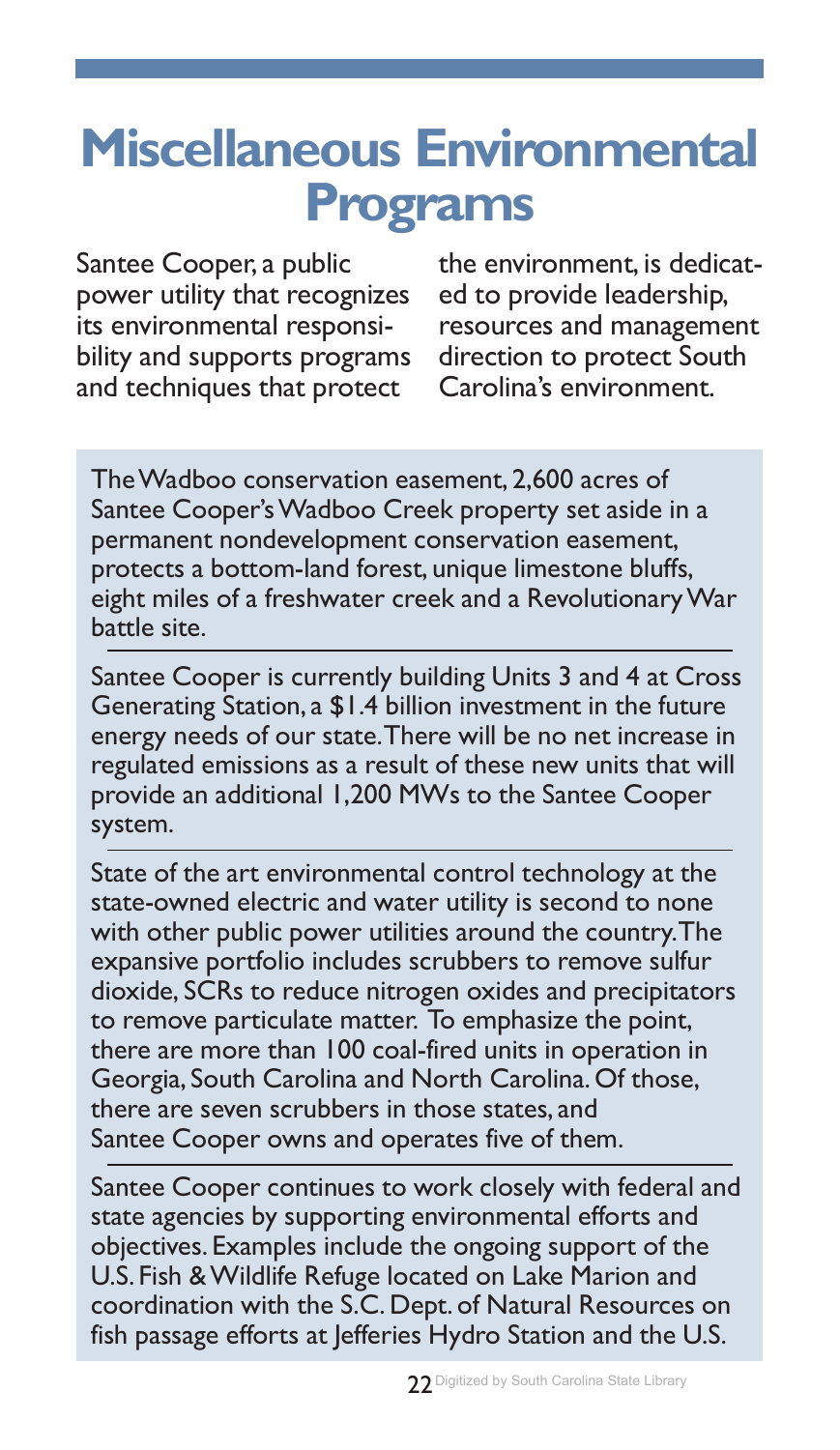# Miscellaneous Environmental Programs

Santee Cooper, a public power utility that recognizes its environmental responsibility and supports programs and techniques that protect the environment, is dedicated to provide leadership, resources and management direction to protect South Carolina's environment.

The Wadboo conservation easement, 2,600 acres of Santee Cooper's Wadboo Creek property set aside in a permanent nondevelopment conservation easement, protects a bottom-land forest, unique limestone bluffs, eight miles of a freshwater creek and a Revolutionary War battle site.

---

Santee Cooper is currently building Units 3 and 4 at Cross Generating Station, a $1.4 billion investment in the future energy needs of our state. There will be no net increase in regulated emissions as a result of these new units that will provide an additional 1,200 MWs to the Santee Cooper system.

---

State of the art environmental control technology at the state-owned electric and water utility is second to none with other public power utilities around the country. The expansive portfolio includes scrubbers to remove sulfur dioxide, SCRs to reduce nitrogen oxides and precipitators to remove particulate matter. To emphasize the point, there are more than 100 coal-fired units in operation in Georgia, South Carolina and North Carolina. Of those, there are seven scrubbers in those states, and Santee Cooper owns and operates five of them.

---

Santee Cooper continues to work closely with federal and state agencies by supporting environmental efforts and objectives. Examples include the ongoing support of the U.S. Fish & Wildlife Refuge located on Lake Marion and coordination with the S.C. Dept. of Natural Resources on fish passage efforts at Jefferies Hydro Station and the U.S.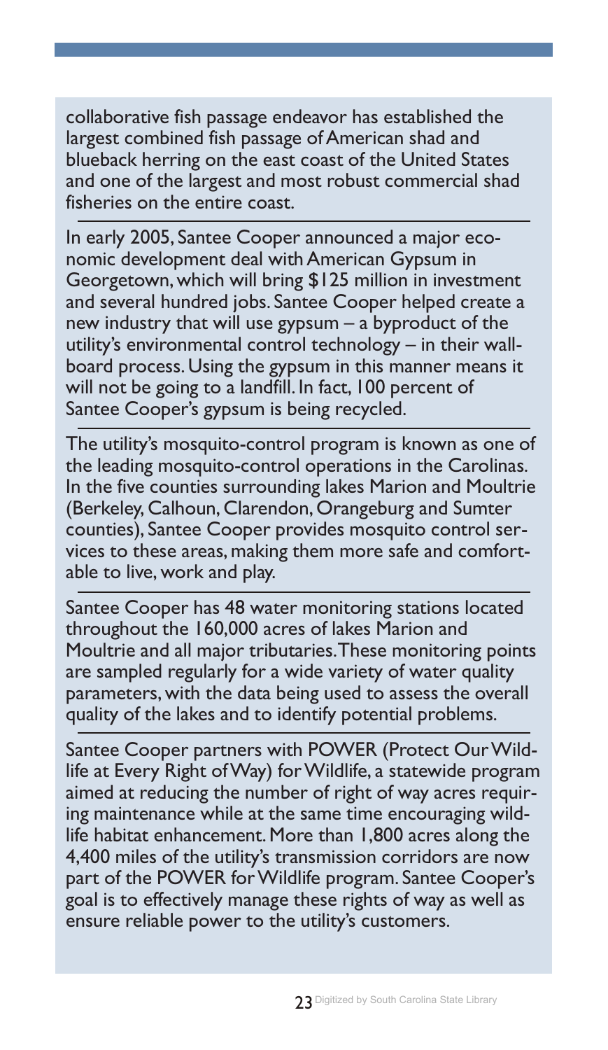collaborative fish passage endeavor has established the largest combined fish passage of American shad and blueback herring on the east coast of the United States and one of the largest and most robust commercial shad fisheries on the entire coast.

---

In early 2005, Santee Cooper announced a major economic development deal with American Gypsum in Georgetown, which will bring $125 million in investment and several hundred jobs. Santee Cooper helped create a new industry that will use gypsum – a byproduct of the utility's environmental control technology – in their wallboard process. Using the gypsum in this manner means it will not be going to a landfill. In fact, 100 percent of Santee Cooper's gypsum is being recycled.

---

The utility's mosquito-control program is known as one of the leading mosquito-control operations in the Carolinas. In the five counties surrounding lakes Marion and Moultrie (Berkeley, Calhoun, Clarendon, Orangeburg and Sumter counties), Santee Cooper provides mosquito control services to these areas, making them more safe and comfortable to live, work and play.

---

Santee Cooper has 48 water monitoring stations located throughout the 160,000 acres of lakes Marion and Moultrie and all major tributaries. These monitoring points are sampled regularly for a wide variety of water quality parameters, with the data being used to assess the overall quality of the lakes and to identify potential problems.

---

Santee Cooper partners with POWER (Protect Our Wildlife at Every Right of Way) for Wildlife, a statewide program aimed at reducing the number of right of way acres requiring maintenance while at the same time encouraging wildlife habitat enhancement. More than 1,800 acres along the 4,400 miles of the utility's transmission corridors are now part of the POWER for Wildlife program. Santee Cooper's goal is to effectively manage these rights of way as well as ensure reliable power to the utility's customers.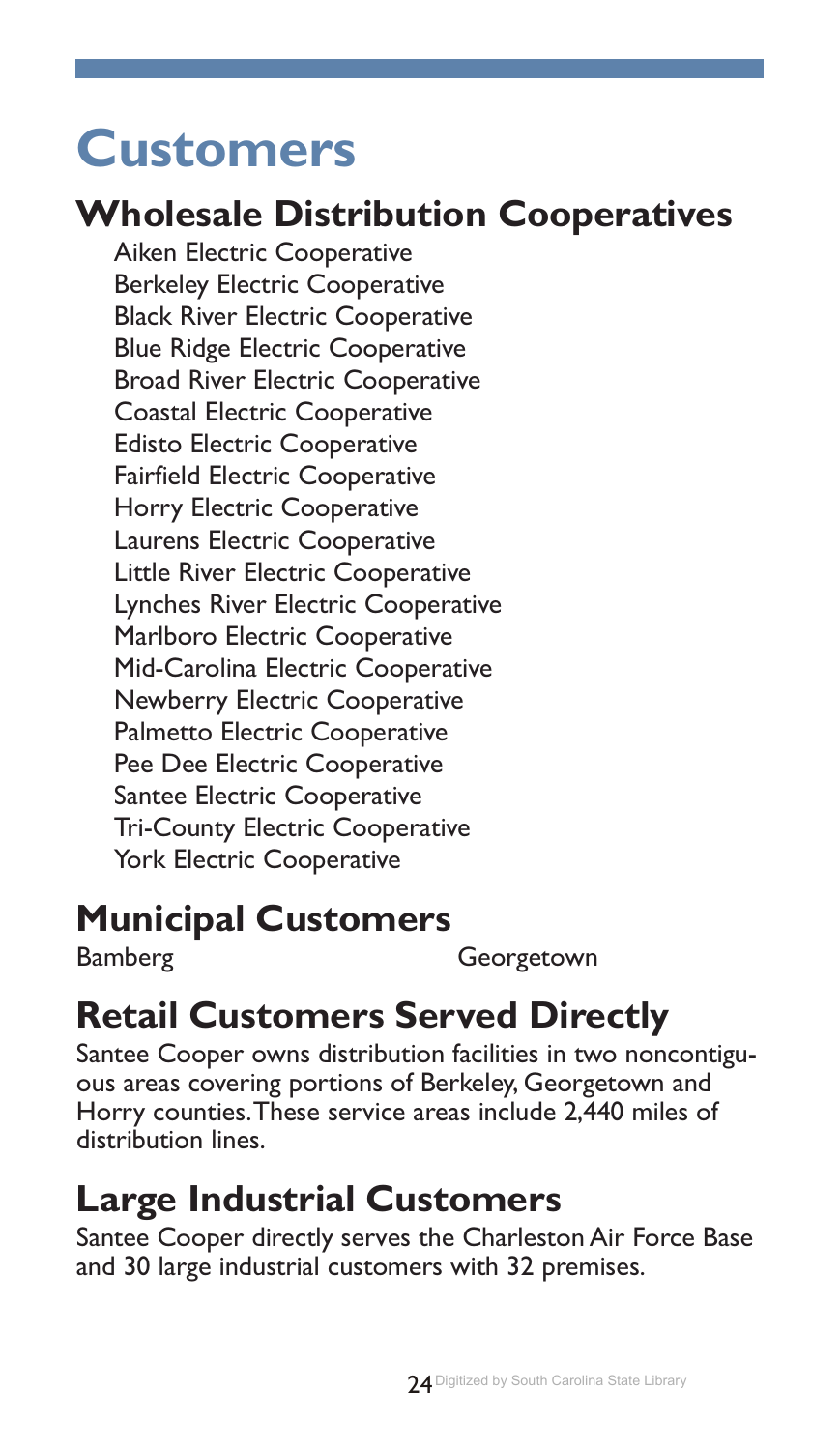# Customers

## Wholesale Distribution Cooperatives

Aiken Electric Cooperative
Berkeley Electric Cooperative
Black River Electric Cooperative
Blue Ridge Electric Cooperative
Broad River Electric Cooperative
Coastal Electric Cooperative
Edisto Electric Cooperative
Fairfield Electric Cooperative
Horry Electric Cooperative
Laurens Electric Cooperative
Little River Electric Cooperative
Lynches River Electric Cooperative
Marlboro Electric Cooperative
Mid-Carolina Electric Cooperative
Newberry Electric Cooperative
Palmetto Electric Cooperative
Pee Dee Electric Cooperative
Santee Electric Cooperative
Tri-County Electric Cooperative
York Electric Cooperative

## Municipal Customers

Bamberg
Georgetown

## Retail Customers Served Directly

Santee Cooper owns distribution facilities in two noncontiguous areas covering portions of Berkeley, Georgetown and Horry counties. These service areas include 2,440 miles of distribution lines.

## Large Industrial Customers

Santee Cooper directly serves the Charleston Air Force Base and 30 large industrial customers with 32 premises.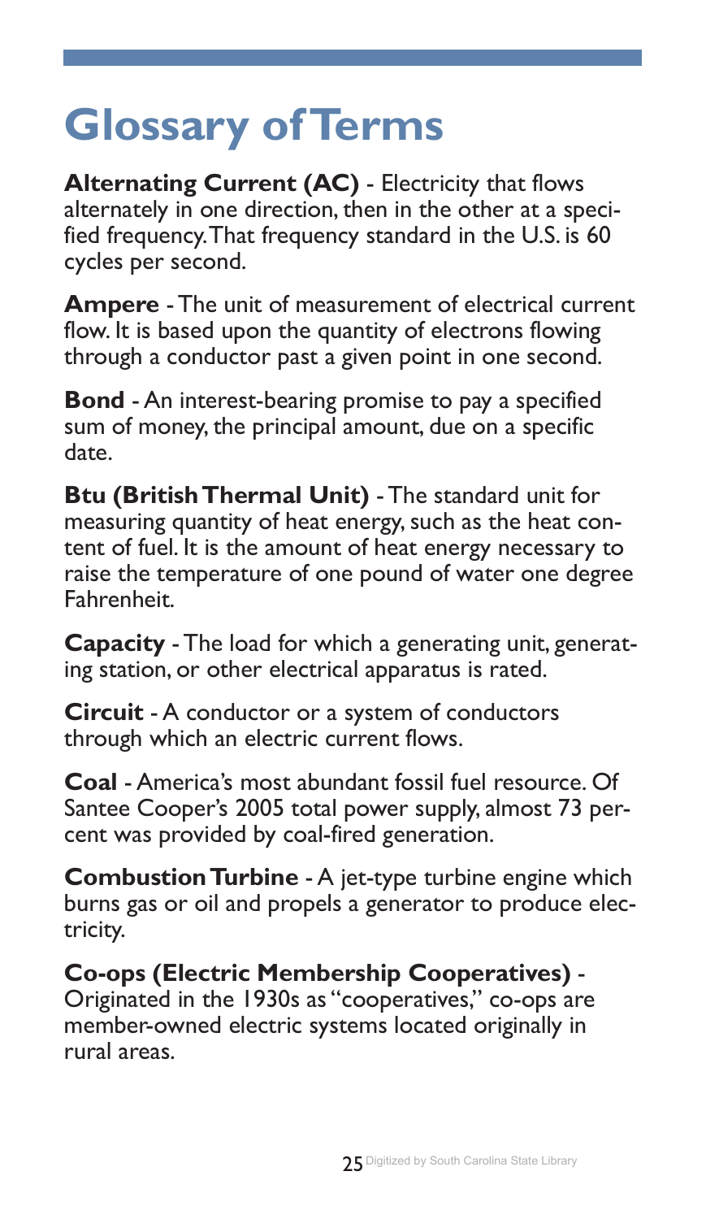# Glossary of Terms

**Alternating Current (AC)** - Electricity that flows alternately in one direction, then in the other at a specified frequency. That frequency standard in the U.S. is 60 cycles per second.

**Ampere** - The unit of measurement of electrical current flow. It is based upon the quantity of electrons flowing through a conductor past a given point in one second.

**Bond** - An interest-bearing promise to pay a specified sum of money, the principal amount, due on a specific date.

**Btu (British Thermal Unit)** - The standard unit for measuring quantity of heat energy, such as the heat content of fuel. It is the amount of heat energy necessary to raise the temperature of one pound of water one degree Fahrenheit.

**Capacity** - The load for which a generating unit, generating station, or other electrical apparatus is rated.

**Circuit** - A conductor or a system of conductors through which an electric current flows.

**Coal** - America's most abundant fossil fuel resource. Of Santee Cooper's 2005 total power supply, almost 73 percent was provided by coal-fired generation.

**Combustion Turbine** - A jet-type turbine engine which burns gas or oil and propels a generator to produce electricity.

**Co-ops (Electric Membership Cooperatives)** - Originated in the 1930s as "cooperatives," co-ops are member-owned electric systems located originally in rural areas.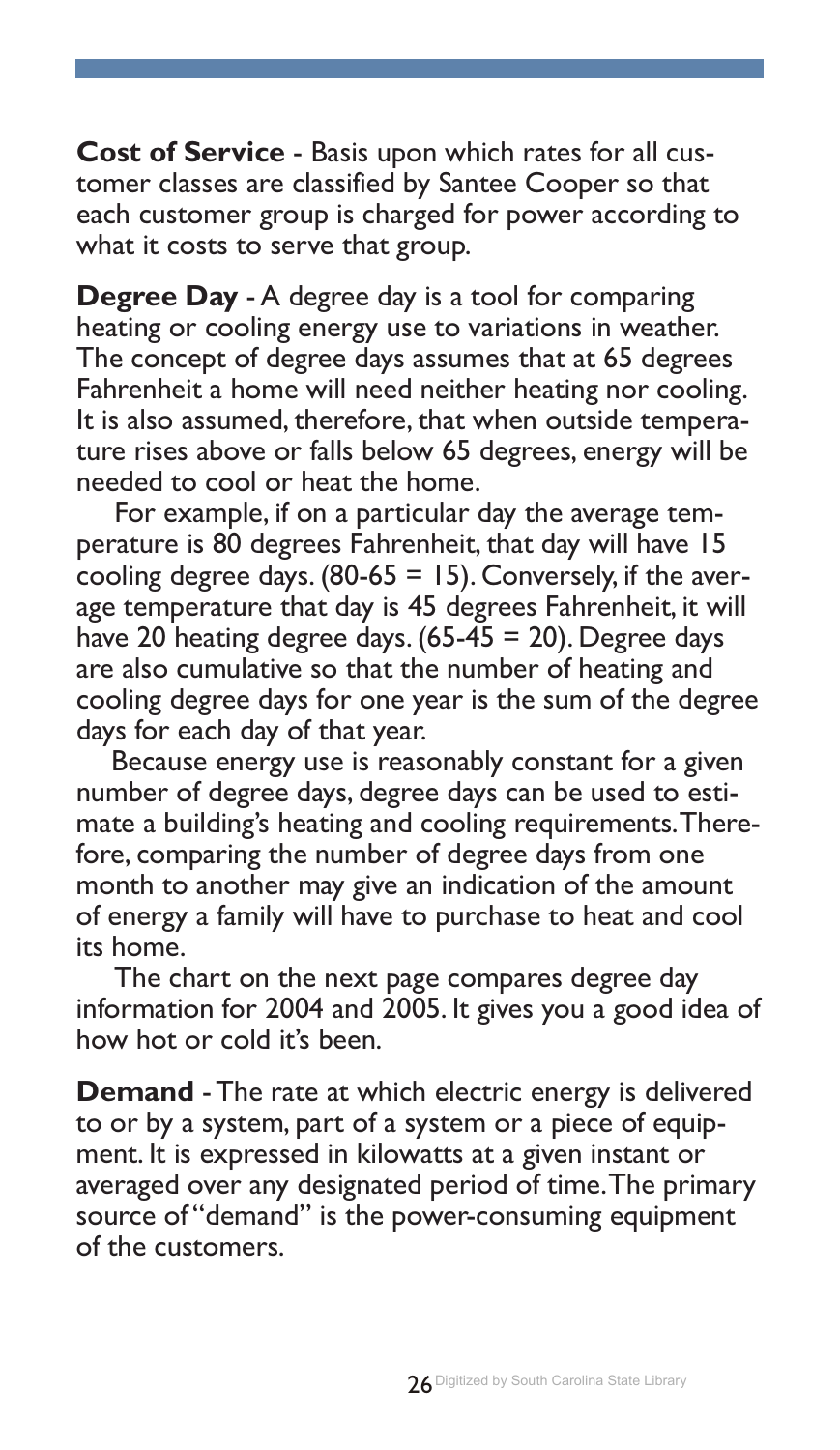**Cost of Service** - Basis upon which rates for all customer classes are classified by Santee Cooper so that each customer group is charged for power according to what it costs to serve that group.

**Degree Day** - A degree day is a tool for comparing heating or cooling energy use to variations in weather. The concept of degree days assumes that at 65 degrees Fahrenheit a home will need neither heating nor cooling. It is also assumed, therefore, that when outside temperature rises above or falls below 65 degrees, energy will be needed to cool or heat the home.

For example, if on a particular day the average temperature is 80 degrees Fahrenheit, that day will have 15 cooling degree days. (80-65 = 15). Conversely, if the average temperature that day is 45 degrees Fahrenheit, it will have 20 heating degree days. (65-45 = 20). Degree days are also cumulative so that the number of heating and cooling degree days for one year is the sum of the degree days for each day of that year.

Because energy use is reasonably constant for a given number of degree days, degree days can be used to estimate a building's heating and cooling requirements. Therefore, comparing the number of degree days from one month to another may give an indication of the amount of energy a family will have to purchase to heat and cool its home.

The chart on the next page compares degree day information for 2004 and 2005. It gives you a good idea of how hot or cold it's been.

**Demand** - The rate at which electric energy is delivered to or by a system, part of a system or a piece of equipment. It is expressed in kilowatts at a given instant or averaged over any designated period of time. The primary source of "demand" is the power-consuming equipment of the customers.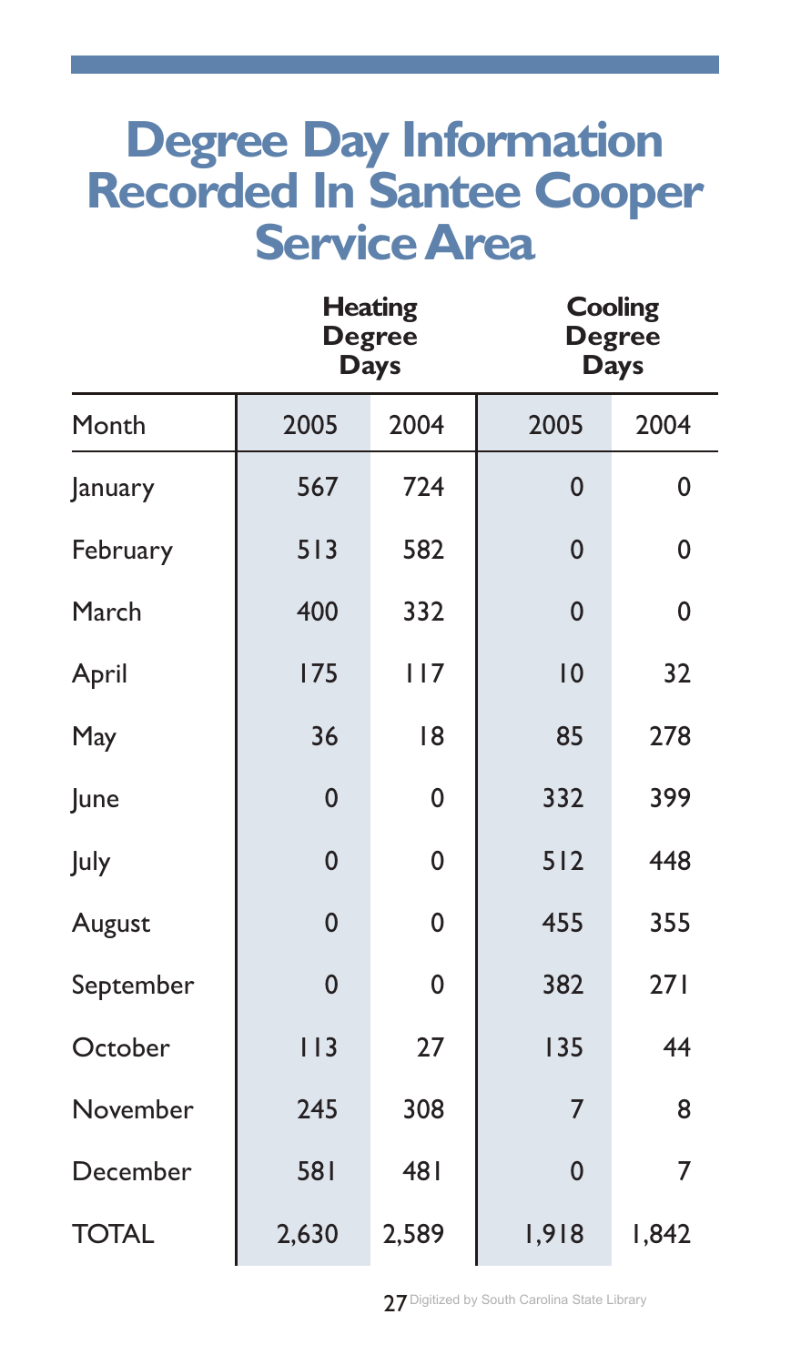# Degree Day Information Recorded In Santee Cooper Service Area

| | Heating Degree Days | | Cooling Degree Days | |
|---|---|---|---|---|
| Month | 2005 | 2004 | 2005 | 2004 |
| January | 567 | 724 | 0 | 0 |
| February | 513 | 582 | 0 | 0 |
| March | 400 | 332 | 0 | 0 |
| April | 175 | 117 | 10 | 32 |
| May | 36 | 18 | 85 | 278 |
| June | 0 | 0 | 332 | 399 |
| July | 0 | 0 | 512 | 448 |
| August | 0 | 0 | 455 | 355 |
| September | 0 | 0 | 382 | 271 |
| October | 113 | 27 | 135 | 44 |
| November | 245 | 308 | 7 | 8 |
| December | 581 | 481 | 0 | 7 |
| TOTAL | 2,630 | 2,589 | 1,918 | 1,842 |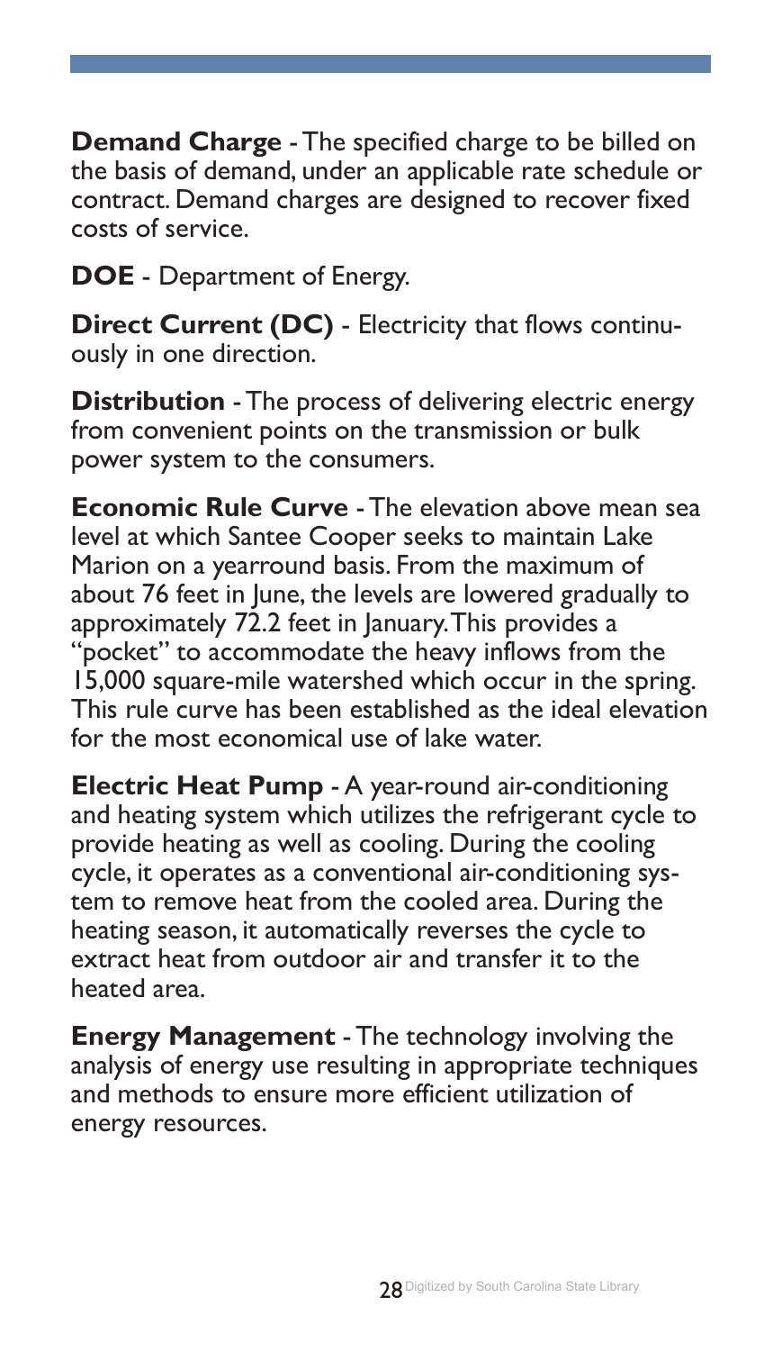**Demand Charge** - The specified charge to be billed on the basis of demand, under an applicable rate schedule or contract. Demand charges are designed to recover fixed costs of service.

**DOE** - Department of Energy.

**Direct Current (DC)** - Electricity that flows continuously in one direction.

**Distribution** - The process of delivering electric energy from convenient points on the transmission or bulk power system to the consumers.

**Economic Rule Curve** - The elevation above mean sea level at which Santee Cooper seeks to maintain Lake Marion on a yearround basis. From the maximum of about 76 feet in June, the levels are lowered gradually to approximately 72.2 feet in January. This provides a "pocket" to accommodate the heavy inflows from the 15,000 square-mile watershed which occur in the spring. This rule curve has been established as the ideal elevation for the most economical use of lake water.

**Electric Heat Pump** - A year-round air-conditioning and heating system which utilizes the refrigerant cycle to provide heating as well as cooling. During the cooling cycle, it operates as a conventional air-conditioning system to remove heat from the cooled area. During the heating season, it automatically reverses the cycle to extract heat from outdoor air and transfer it to the heated area.

**Energy Management** - The technology involving the analysis of energy use resulting in appropriate techniques and methods to ensure more efficient utilization of energy resources.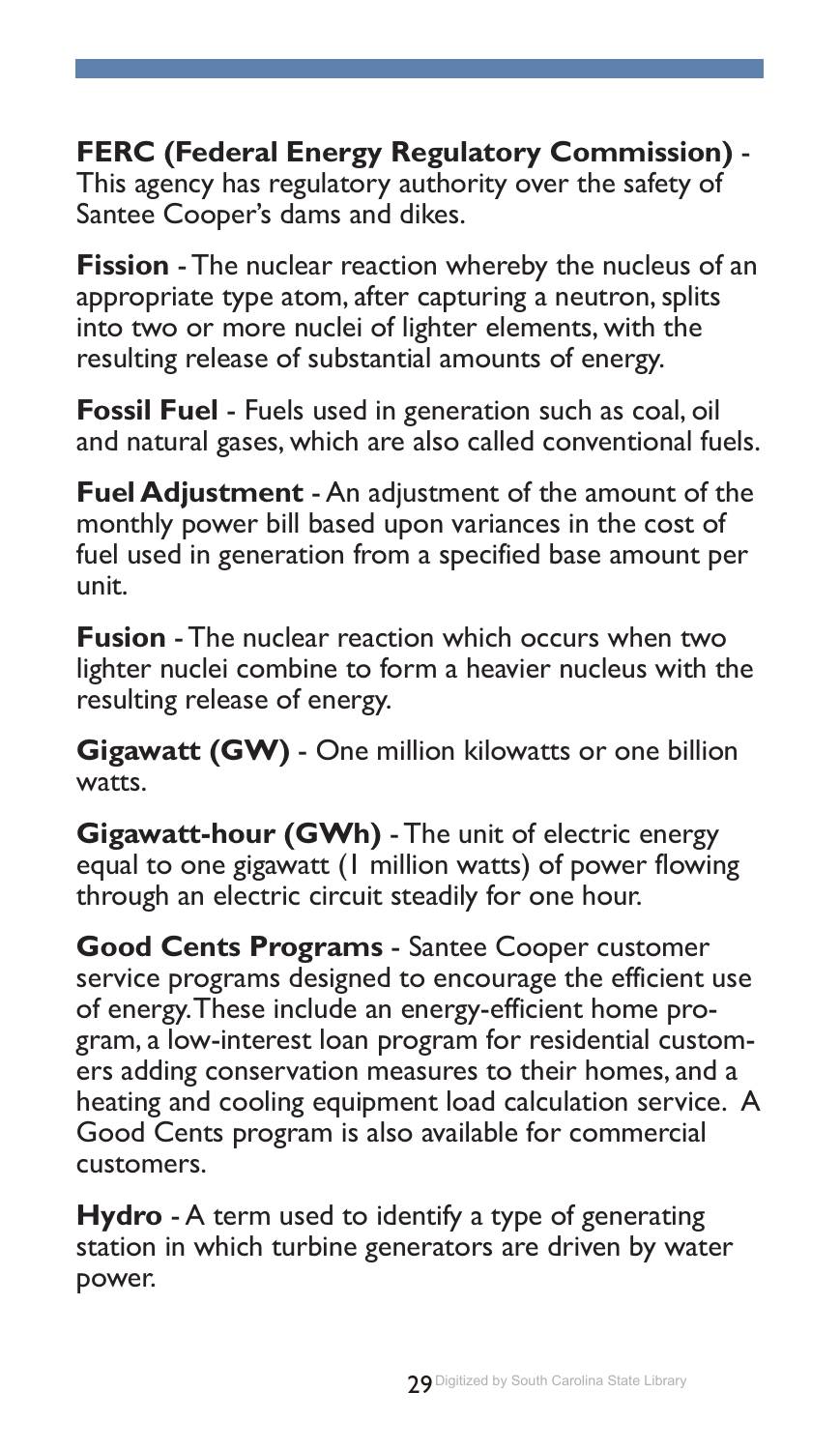**FERC (Federal Energy Regulatory Commission)** - This agency has regulatory authority over the safety of Santee Cooper's dams and dikes.

**Fission** - The nuclear reaction whereby the nucleus of an appropriate type atom, after capturing a neutron, splits into two or more nuclei of lighter elements, with the resulting release of substantial amounts of energy.

**Fossil Fuel** - Fuels used in generation such as coal, oil and natural gases, which are also called conventional fuels.

**Fuel Adjustment** - An adjustment of the amount of the monthly power bill based upon variances in the cost of fuel used in generation from a specified base amount per unit.

**Fusion** - The nuclear reaction which occurs when two lighter nuclei combine to form a heavier nucleus with the resulting release of energy.

**Gigawatt (GW)** - One million kilowatts or one billion watts.

**Gigawatt-hour (GWh)** - The unit of electric energy equal to one gigawatt (1 million watts) of power flowing through an electric circuit steadily for one hour.

**Good Cents Programs** - Santee Cooper customer service programs designed to encourage the efficient use of energy. These include an energy-efficient home program, a low-interest loan program for residential customers adding conservation measures to their homes, and a heating and cooling equipment load calculation service. A Good Cents program is also available for commercial customers.

**Hydro** - A term used to identify a type of generating station in which turbine generators are driven by water power.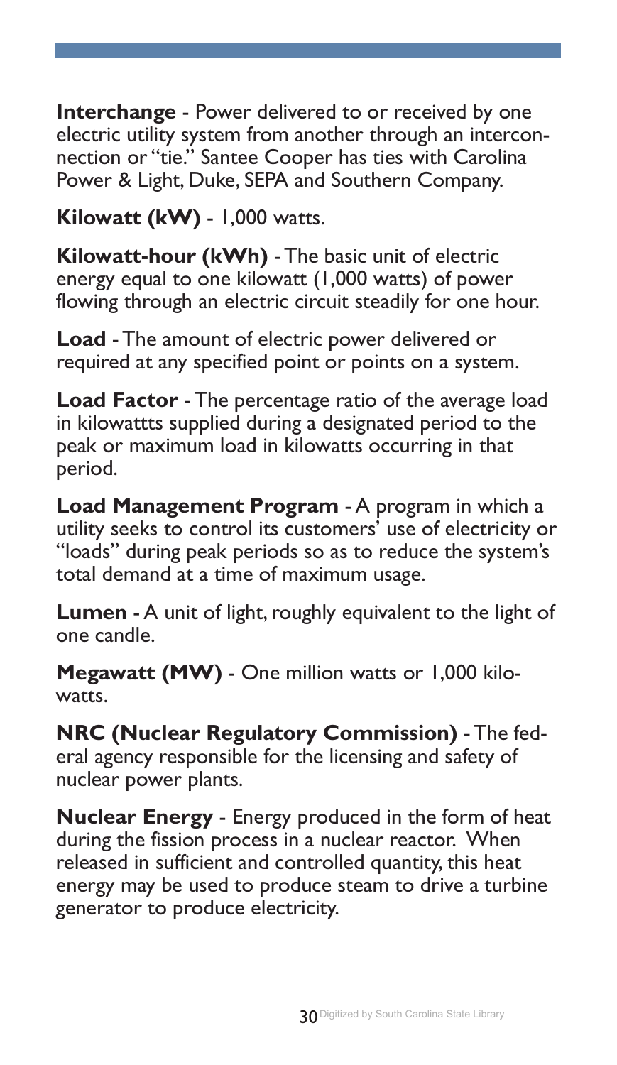**Interchange** - Power delivered to or received by one electric utility system from another through an interconnection or "tie." Santee Cooper has ties with Carolina Power & Light, Duke, SEPA and Southern Company.

**Kilowatt (kW)** - 1,000 watts.

**Kilowatt-hour (kWh)** - The basic unit of electric energy equal to one kilowatt (1,000 watts) of power flowing through an electric circuit steadily for one hour.

**Load** - The amount of electric power delivered or required at any specified point or points on a system.

**Load Factor** - The percentage ratio of the average load in kilowattts supplied during a designated period to the peak or maximum load in kilowatts occurring in that period.

**Load Management Program** - A program in which a utility seeks to control its customers' use of electricity or "loads" during peak periods so as to reduce the system's total demand at a time of maximum usage.

**Lumen** - A unit of light, roughly equivalent to the light of one candle.

**Megawatt (MW)** - One million watts or 1,000 kilowatts.

**NRC (Nuclear Regulatory Commission)** - The federal agency responsible for the licensing and safety of nuclear power plants.

**Nuclear Energy** - Energy produced in the form of heat during the fission process in a nuclear reactor. When released in sufficient and controlled quantity, this heat energy may be used to produce steam to drive a turbine generator to produce electricity.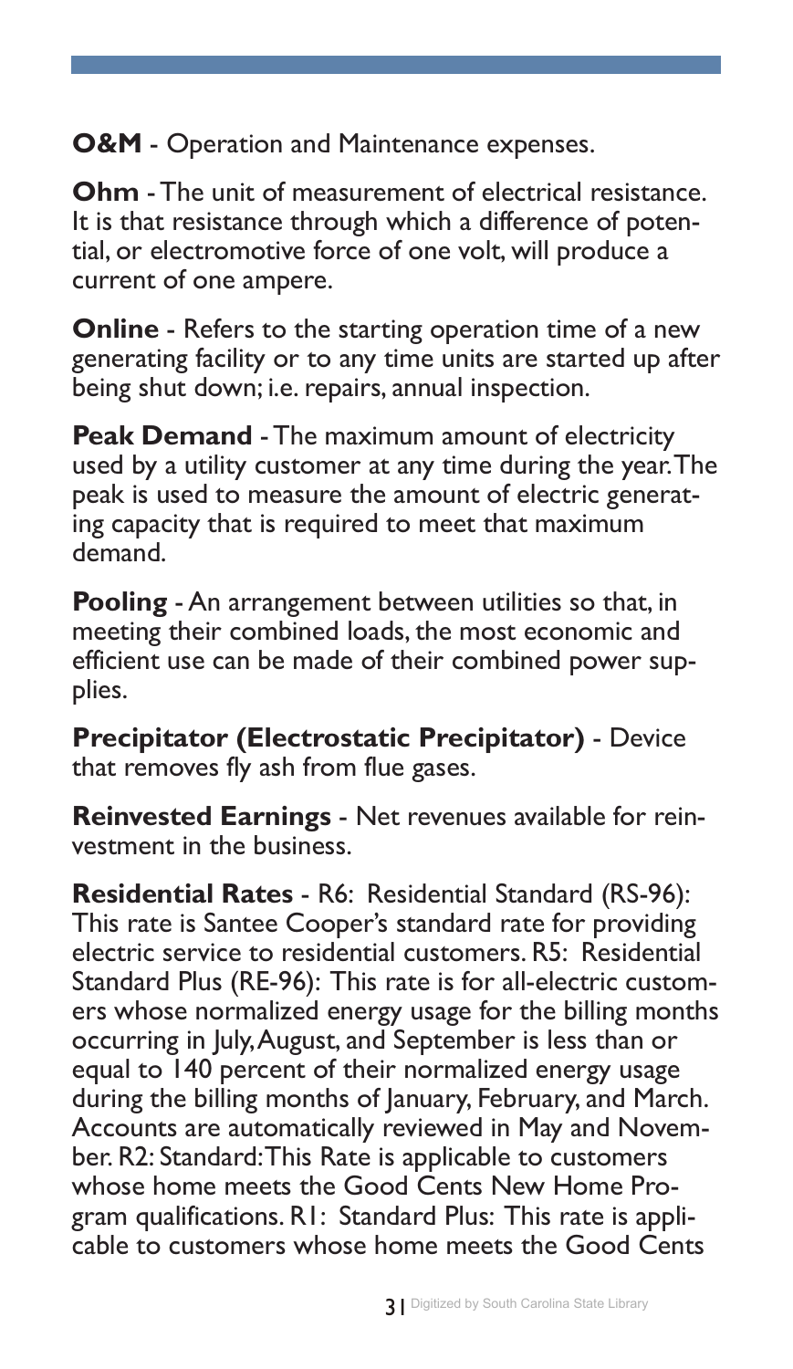**O&M** - Operation and Maintenance expenses.

**Ohm** - The unit of measurement of electrical resistance. It is that resistance through which a difference of potential, or electromotive force of one volt, will produce a current of one ampere.

**Online** - Refers to the starting operation time of a new generating facility or to any time units are started up after being shut down; i.e. repairs, annual inspection.

**Peak Demand** - The maximum amount of electricity used by a utility customer at any time during the year. The peak is used to measure the amount of electric generating capacity that is required to meet that maximum demand.

**Pooling** - An arrangement between utilities so that, in meeting their combined loads, the most economic and efficient use can be made of their combined power supplies.

**Precipitator (Electrostatic Precipitator)** - Device that removes fly ash from flue gases.

**Reinvested Earnings** - Net revenues available for reinvestment in the business.

**Residential Rates** - R6: Residential Standard (RS-96): This rate is Santee Cooper's standard rate for providing electric service to residential customers. R5: Residential Standard Plus (RE-96): This rate is for all-electric customers whose normalized energy usage for the billing months occurring in July, August, and September is less than or equal to 140 percent of their normalized energy usage during the billing months of January, February, and March. Accounts are automatically reviewed in May and November. R2: Standard: This Rate is applicable to customers whose home meets the Good Cents New Home Program qualifications. R1: Standard Plus: This rate is applicable to customers whose home meets the Good Cents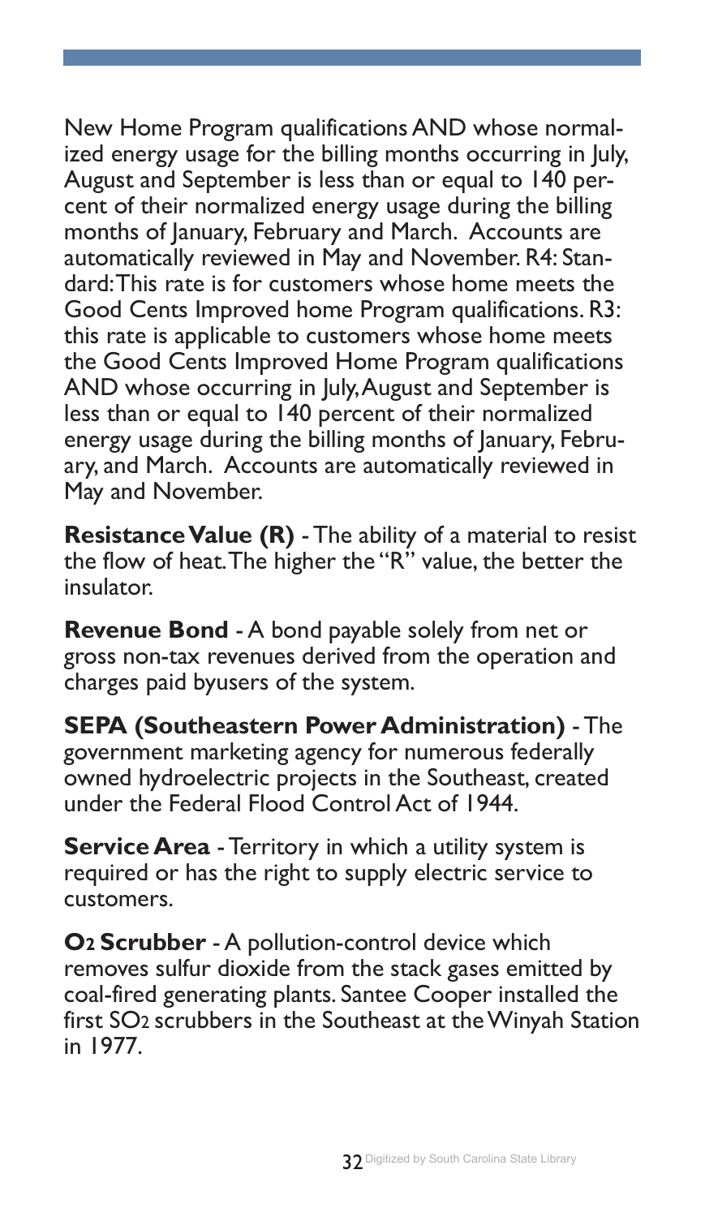New Home Program qualifications AND whose normalized energy usage for the billing months occurring in July, August and September is less than or equal to 140 percent of their normalized energy usage during the billing months of January, February and March. Accounts are automatically reviewed in May and November. R4: Standard: This rate is for customers whose home meets the Good Cents Improved home Program qualifications. R3: this rate is applicable to customers whose home meets the Good Cents Improved Home Program qualifications AND whose occurring in July, August and September is less than or equal to 140 percent of their normalized energy usage during the billing months of January, February, and March. Accounts are automatically reviewed in May and November.

**Resistance Value (R)** - The ability of a material to resist the flow of heat. The higher the "R" value, the better the insulator.

**Revenue Bond** - A bond payable solely from net or gross non-tax revenues derived from the operation and charges paid byusers of the system.

**SEPA (Southeastern Power Administration)** - The government marketing agency for numerous federally owned hydroelectric projects in the Southeast, created under the Federal Flood Control Act of 1944.

**Service Area** - Territory in which a utility system is required or has the right to supply electric service to customers.

**$O_2$ Scrubber** - A pollution-control device which removes sulfur dioxide from the stack gases emitted by coal-fired generating plants. Santee Cooper installed the first $SO_2$ scrubbers in the Southeast at the Winyah Station in 1977.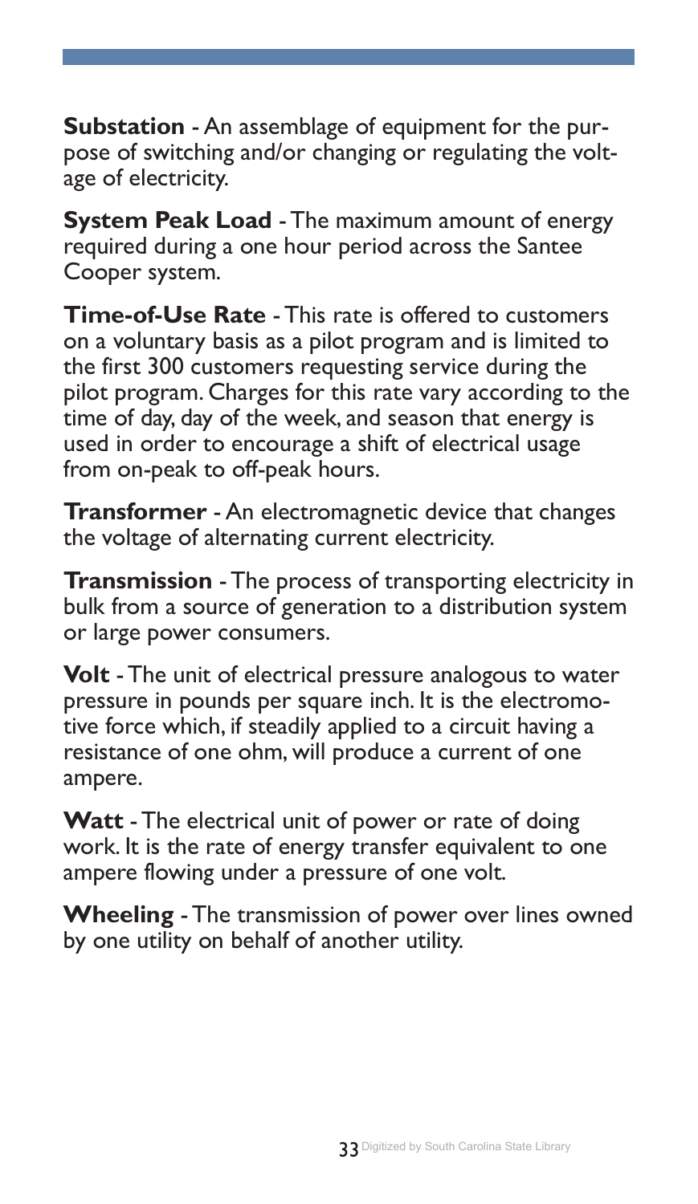**Substation** - An assemblage of equipment for the purpose of switching and/or changing or regulating the voltage of electricity.

**System Peak Load** - The maximum amount of energy required during a one hour period across the Santee Cooper system.

**Time-of-Use Rate** - This rate is offered to customers on a voluntary basis as a pilot program and is limited to the first 300 customers requesting service during the pilot program. Charges for this rate vary according to the time of day, day of the week, and season that energy is used in order to encourage a shift of electrical usage from on-peak to off-peak hours.

**Transformer** - An electromagnetic device that changes the voltage of alternating current electricity.

**Transmission** - The process of transporting electricity in bulk from a source of generation to a distribution system or large power consumers.

**Volt** - The unit of electrical pressure analogous to water pressure in pounds per square inch. It is the electromotive force which, if steadily applied to a circuit having a resistance of one ohm, will produce a current of one ampere.

**Watt** - The electrical unit of power or rate of doing work. It is the rate of energy transfer equivalent to one ampere flowing under a pressure of one volt.

**Wheeling** - The transmission of power over lines owned by one utility on behalf of another utility.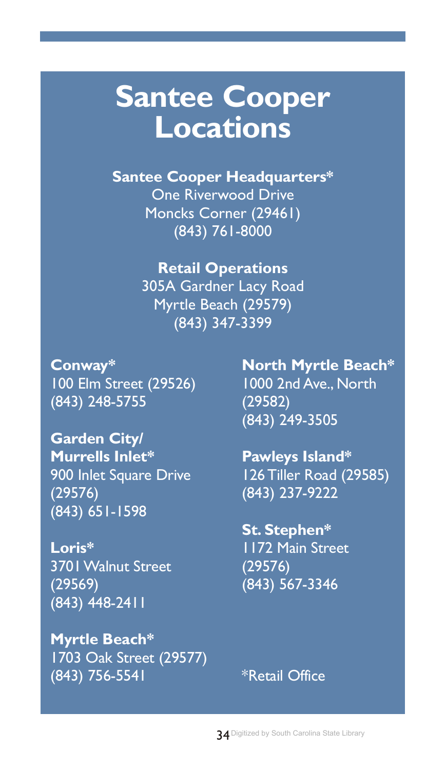# Santee Cooper Locations

**Santee Cooper Headquarters***
One Riverwood Drive
Moncks Corner (29461)
(843) 761-8000

**Retail Operations**
305A Gardner Lacy Road
Myrtle Beach (29579)
(843) 347-3399

**Conway***
100 Elm Street (29526)
(843) 248-5755

**Garden City/ Murrells Inlet***
900 Inlet Square Drive
(29576)
(843) 651-1598

**Loris***
3701 Walnut Street
(29569)
(843) 448-2411

**Myrtle Beach***
1703 Oak Street (29577)
(843) 756-5541

**North Myrtle Beach***
1000 2nd Ave., North
(29582)
(843) 249-3505

**Pawleys Island***
126 Tiller Road (29585)
(843) 237-9222

**St. Stephen***
1172 Main Street
(29576)
(843) 567-3346

*Retail Office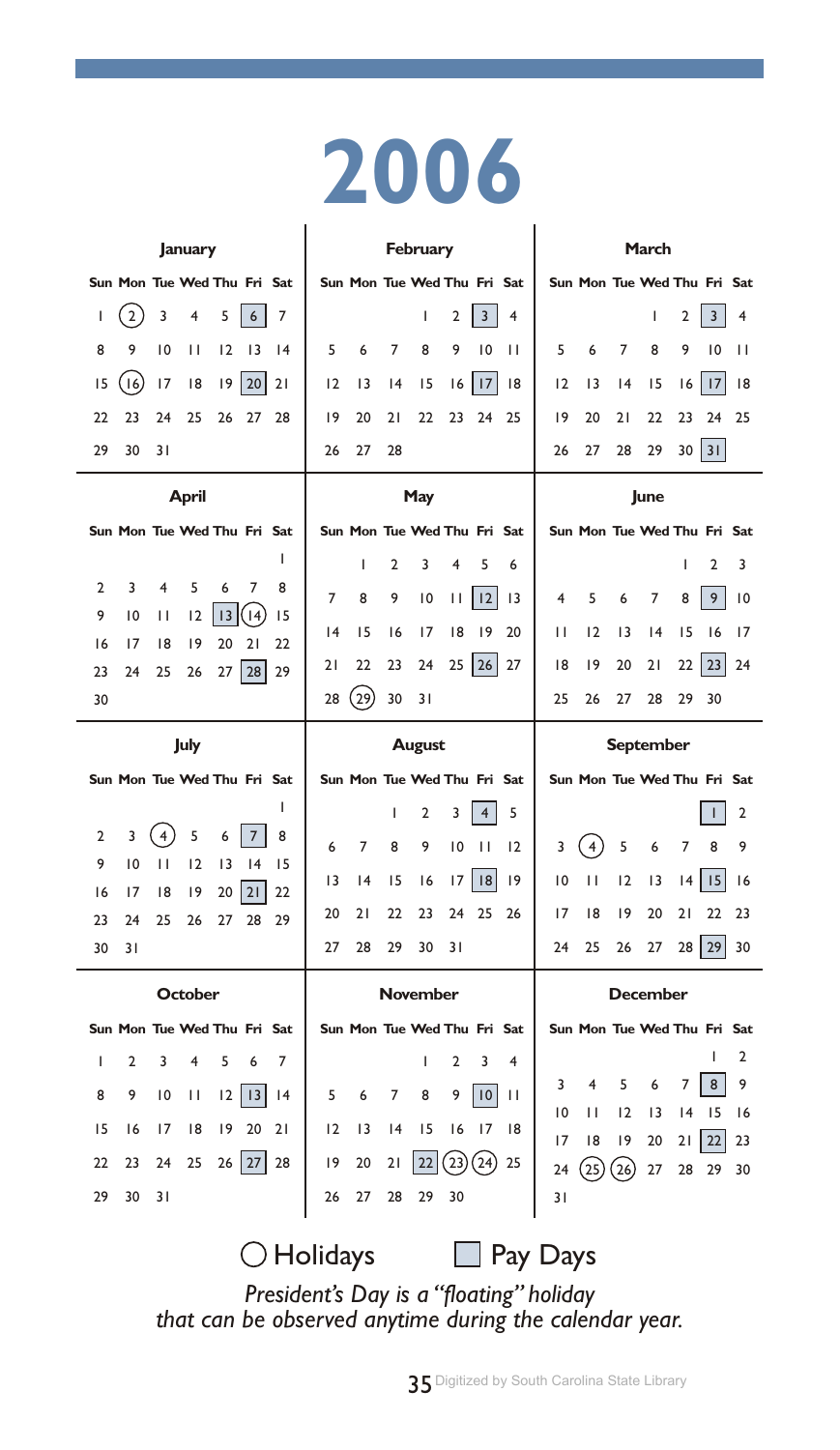# 2006

### January

| Sun | Mon | Tue | Wed | Thu | Fri | Sat |
|---|---|---|---|---|---|---|
| 1 | (2) | 3 | 4 | 5 | [6] | 7 |
| 8 | 9 | 10 | 11 | 12 | 13 | 14 |
| 15 | (16) | 17 | 18 | 19 | [20] | 21 |
| 22 | 23 | 24 | 25 | 26 | 27 | 28 |
| 29 | 30 | 31 | | | | |

### February

| Sun | Mon | Tue | Wed | Thu | Fri | Sat |
|---|---|---|---|---|---|---|
| | | | 1 | 2 | [3] | 4 |
| 5 | 6 | 7 | 8 | 9 | 10 | 11 |
| 12 | 13 | 14 | 15 | 16 | [17] | 18 |
| 19 | 20 | 21 | 22 | 23 | 24 | 25 |
| 26 | 27 | 28 | | | | |

### March

| Sun | Mon | Tue | Wed | Thu | Fri | Sat |
|---|---|---|---|---|---|---|
| | | | 1 | 2 | [3] | 4 |
| 5 | 6 | 7 | 8 | 9 | 10 | 11 |
| 12 | 13 | 14 | 15 | 16 | [17] | 18 |
| 19 | 20 | 21 | 22 | 23 | 24 | 25 |
| 26 | 27 | 28 | 29 | 30 | [31] | |

### April

| Sun | Mon | Tue | Wed | Thu | Fri | Sat |
|---|---|---|---|---|---|---|
| | | | | | | 1 |
| 2 | 3 | 4 | 5 | 6 | 7 | 8 |
| 9 | 10 | 11 | 12 | [13] | (14) | 15 |
| 16 | 17 | 18 | 19 | 20 | 21 | 22 |
| 23 | 24 | 25 | 26 | 27 | [28] | 29 |
| 30 | | | | | | |

### May

| Sun | Mon | Tue | Wed | Thu | Fri | Sat |
|---|---|---|---|---|---|---|
| | 1 | 2 | 3 | 4 | 5 | 6 |
| 7 | 8 | 9 | 10 | 11 | [12] | 13 |
| 14 | 15 | 16 | 17 | 18 | 19 | 20 |
| 21 | 22 | 23 | 24 | 25 | [26] | 27 |
| 28 | (29) | 30 | 31 | | | |

### June

| Sun | Mon | Tue | Wed | Thu | Fri | Sat |
|---|---|---|---|---|---|---|
| | | | | 1 | 2 | 3 |
| 4 | 5 | 6 | 7 | 8 | [9] | 10 |
| 11 | 12 | 13 | 14 | 15 | 16 | 17 |
| 18 | 19 | 20 | 21 | 22 | [23] | 24 |
| 25 | 26 | 27 | 28 | 29 | 30 | |

### July

| Sun | Mon | Tue | Wed | Thu | Fri | Sat |
|---|---|---|---|---|---|---|
| | | | | | | 1 |
| 2 | 3 | (4) | 5 | 6 | [7] | 8 |
| 9 | 10 | 11 | 12 | 13 | 14 | 15 |
| 16 | 17 | 18 | 19 | 20 | [21] | 22 |
| 23 | 24 | 25 | 26 | 27 | 28 | 29 |
| 30 | 31 | | | | | |

### August

| Sun | Mon | Tue | Wed | Thu | Fri | Sat |
|---|---|---|---|---|---|---|
| | | 1 | 2 | 3 | [4] | 5 |
| 6 | 7 | 8 | 9 | 10 | 11 | 12 |
| 13 | 14 | 15 | 16 | 17 | [18] | 19 |
| 20 | 21 | 22 | 23 | 24 | 25 | 26 |
| 27 | 28 | 29 | 30 | 31 | | |

### September

| Sun | Mon | Tue | Wed | Thu | Fri | Sat |
|---|---|---|---|---|---|---|
| | | | | | [1] | 2 |
| 3 | (4) | 5 | 6 | 7 | 8 | 9 |
| 10 | 11 | 12 | 13 | 14 | [15] | 16 |
| 17 | 18 | 19 | 20 | 21 | 22 | 23 |
| 24 | 25 | 26 | 27 | 28 | [29] | 30 |

### October

| Sun | Mon | Tue | Wed | Thu | Fri | Sat |
|---|---|---|---|---|---|---|
| 1 | 2 | 3 | 4 | 5 | 6 | 7 |
| 8 | 9 | 10 | 11 | 12 | [13] | 14 |
| 15 | 16 | 17 | 18 | 19 | 20 | 21 |
| 22 | 23 | 24 | 25 | 26 | [27] | 28 |
| 29 | 30 | 31 | | | | |

### November

| Sun | Mon | Tue | Wed | Thu | Fri | Sat |
|---|---|---|---|---|---|---|
| | | | 1 | 2 | 3 | 4 |
| 5 | 6 | 7 | 8 | 9 | [10] | 11 |
| 12 | 13 | 14 | 15 | 16 | 17 | 18 |
| 19 | 20 | 21 | [22] | (23) | (24) | 25 |
| 26 | 27 | 28 | 29 | 30 | | |

### December

| Sun | Mon | Tue | Wed | Thu | Fri | Sat |
|---|---|---|---|---|---|---|
| | | | | | 1 | 2 |
| 3 | 4 | 5 | 6 | 7 | [8] | 9 |
| 10 | 11 | 12 | 13 | 14 | 15 | 16 |
| 17 | 18 | 19 | 20 | 21 | [22] | 23 |
| 24 | (25) | (26) | 27 | 28 | 29 | 30 |
| 31 | | | | | | |

( ) Holidays    [ ] Pay Days

*President's Day is a "floating" holiday that can be observed anytime during the calendar year.*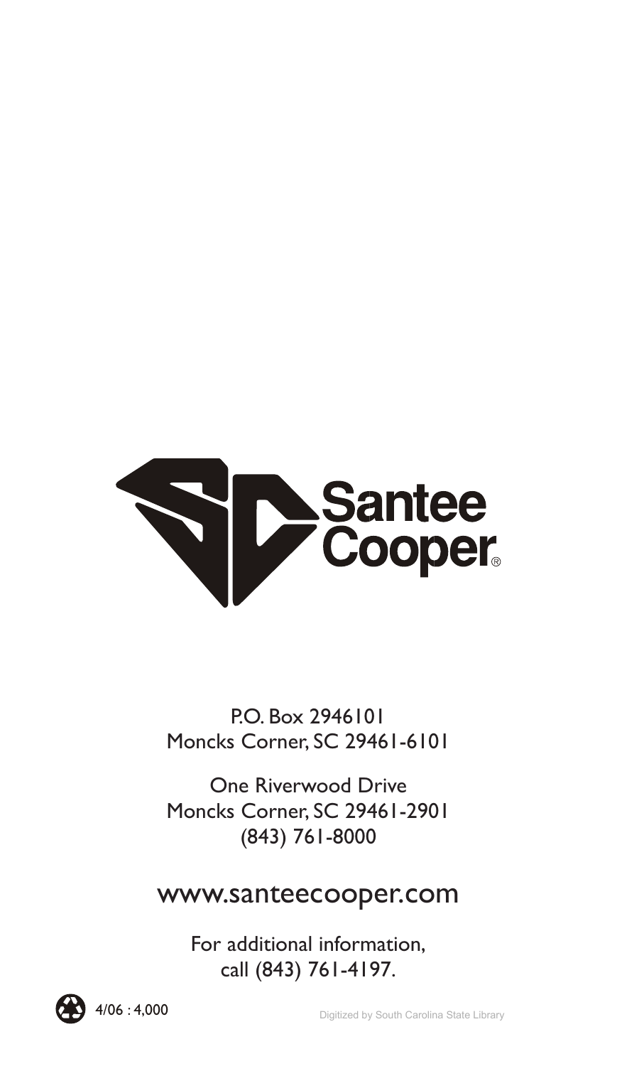Santee Cooper®

P.O. Box 2946101
Moncks Corner, SC 29461-6101

One Riverwood Drive
Moncks Corner, SC 29461-2901
(843) 761-8000

www.santeecooper.com

For additional information,
call (843) 761-4197.

4/06 : 4,000

Digitized by South Carolina State Library